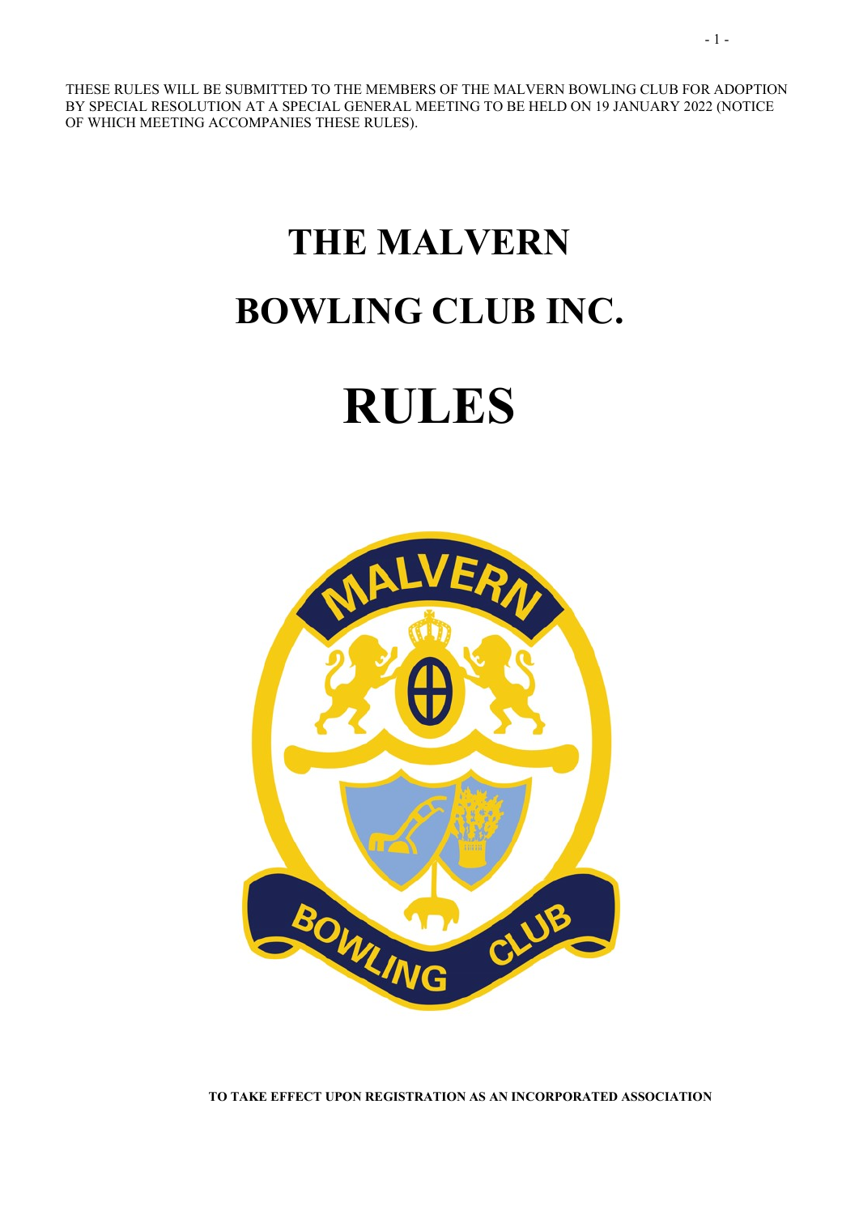THESE RULES WILL BE SUBMITTED TO THE MEMBERS OF THE MALVERN BOWLING CLUB FOR ADOPTION BY SPECIAL RESOLUTION AT A SPECIAL GENERAL MEETING TO BE HELD ON 19 JANUARY 2022 (NOTICE OF WHICH MEETING ACCOMPANIES THESE RULES).

# THE MALVERN BOWLING CLUB INC.

# RULES

**TO TAKE EFFECT UPON REGISTRATION AS AN INCORPORATED ASSOCIATION**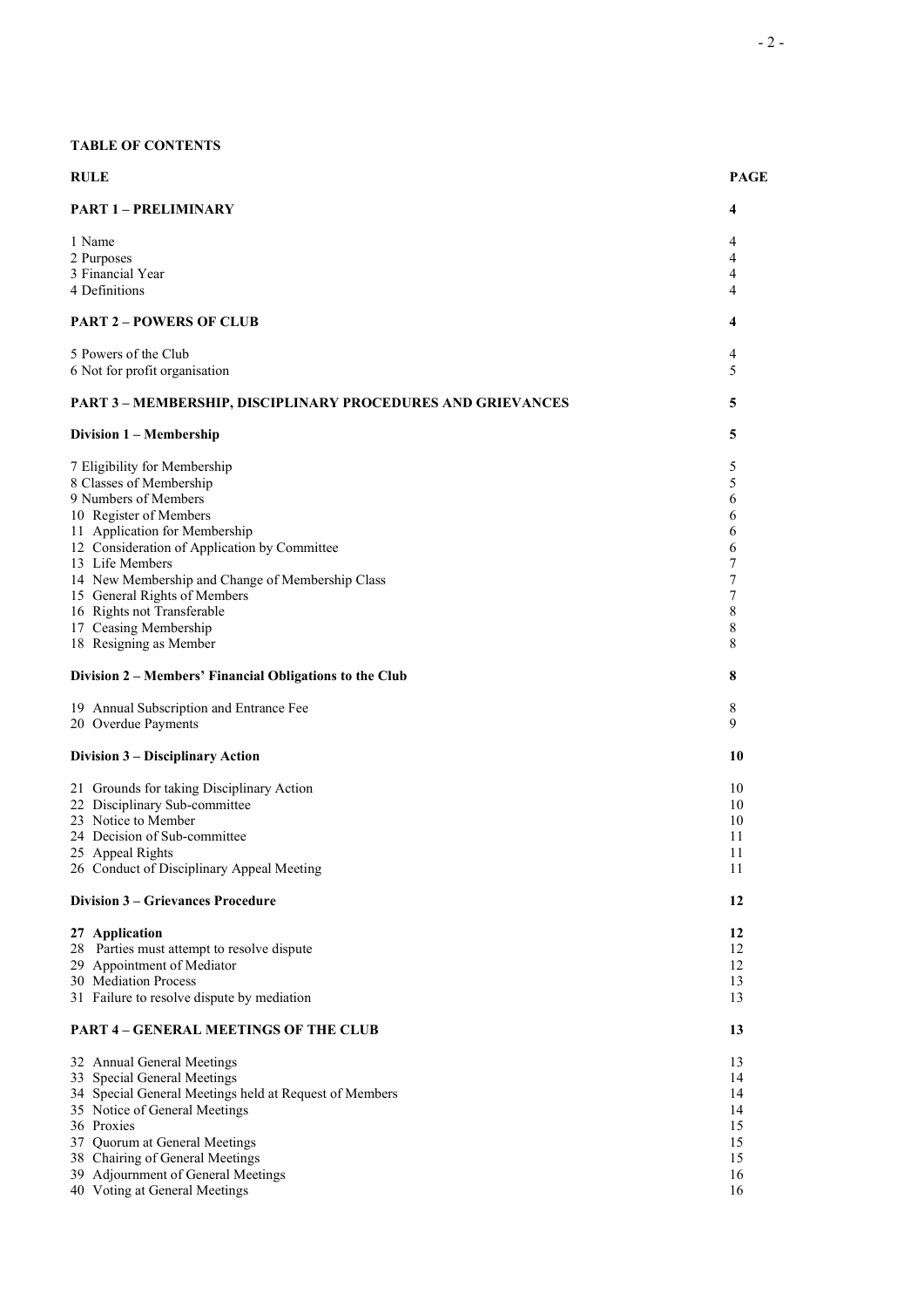**TABLE OF CONTENTS**

| RULE | PAGE |
| --- | --- |
| **PART 1 – PRELIMINARY** | **4** |
| 1 Name | 4 |
| 2 Purposes | 4 |
| 3 Financial Year | 4 |
| 4 Definitions | 4 |
| **PART 2 – POWERS OF CLUB** | **4** |
| 5 Powers of the Club | 4 |
| 6 Not for profit organisation | 5 |
| **PART 3 – MEMBERSHIP, DISCIPLINARY PROCEDURES AND GRIEVANCES** | **5** |
| **Division 1 – Membership** | **5** |
| 7 Eligibility for Membership | 5 |
| 8 Classes of Membership | 5 |
| 9 Numbers of Members | 6 |
| 10 Register of Members | 6 |
| 11 Application for Membership | 6 |
| 12 Consideration of Application by Committee | 6 |
| 13 Life Members | 7 |
| 14 New Membership and Change of Membership Class | 7 |
| 15 General Rights of Members | 7 |
| 16 Rights not Transferable | 8 |
| 17 Ceasing Membership | 8 |
| 18 Resigning as Member | 8 |
| **Division 2 – Members' Financial Obligations to the Club** | **8** |
| 19 Annual Subscription and Entrance Fee | 8 |
| 20 Overdue Payments | 9 |
| **Division 3 – Disciplinary Action** | **10** |
| 21 Grounds for taking Disciplinary Action | 10 |
| 22 Disciplinary Sub-committee | 10 |
| 23 Notice to Member | 10 |
| 24 Decision of Sub-committee | 11 |
| 25 Appeal Rights | 11 |
| 26 Conduct of Disciplinary Appeal Meeting | 11 |
| **Division 3 – Grievances Procedure** | **12** |
| **27 Application** | **12** |
| 28 Parties must attempt to resolve dispute | 12 |
| 29 Appointment of Mediator | 12 |
| 30 Mediation Process | 13 |
| 31 Failure to resolve dispute by mediation | 13 |
| **PART 4 – GENERAL MEETINGS OF THE CLUB** | **13** |
| 32 Annual General Meetings | 13 |
| 33 Special General Meetings | 14 |
| 34 Special General Meetings held at Request of Members | 14 |
| 35 Notice of General Meetings | 14 |
| 36 Proxies | 15 |
| 37 Quorum at General Meetings | 15 |
| 38 Chairing of General Meetings | 15 |
| 39 Adjournment of General Meetings | 16 |
| 40 Voting at General Meetings | 16 |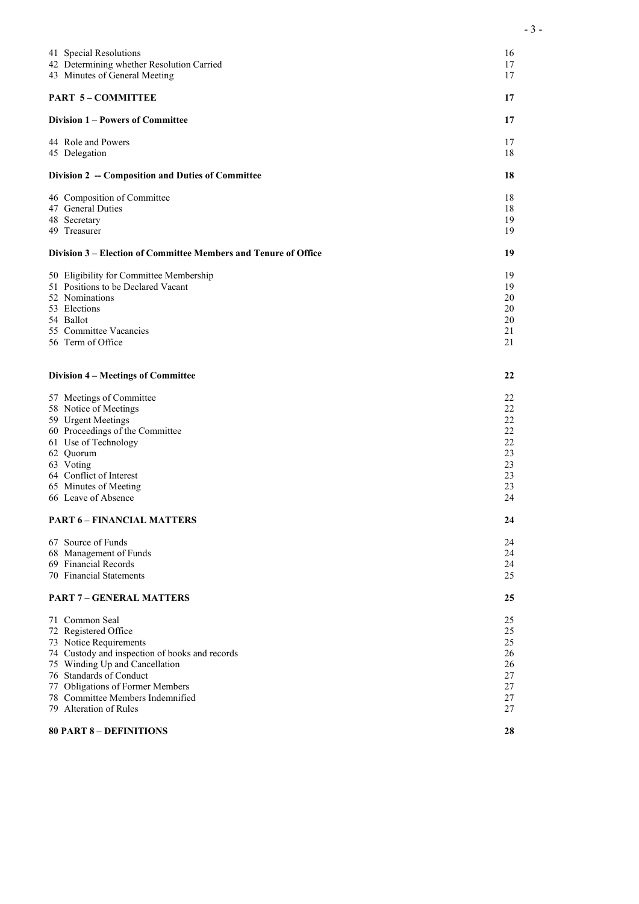| | |
|---|---|
| 41 Special Resolutions | 16 |
| 42 Determining whether Resolution Carried | 17 |
| 43 Minutes of General Meeting | 17 |
| **PART 5 – COMMITTEE** | **17** |
| **Division 1 – Powers of Committee** | **17** |
| 44 Role and Powers | 17 |
| 45 Delegation | 18 |
| **Division 2 -- Composition and Duties of Committee** | **18** |
| 46 Composition of Committee | 18 |
| 47 General Duties | 18 |
| 48 Secretary | 19 |
| 49 Treasurer | 19 |
| **Division 3 – Election of Committee Members and Tenure of Office** | **19** |
| 50 Eligibility for Committee Membership | 19 |
| 51 Positions to be Declared Vacant | 19 |
| 52 Nominations | 20 |
| 53 Elections | 20 |
| 54 Ballot | 20 |
| 55 Committee Vacancies | 21 |
| 56 Term of Office | 21 |
| **Division 4 – Meetings of Committee** | **22** |
| 57 Meetings of Committee | 22 |
| 58 Notice of Meetings | 22 |
| 59 Urgent Meetings | 22 |
| 60 Proceedings of the Committee | 22 |
| 61 Use of Technology | 22 |
| 62 Quorum | 23 |
| 63 Voting | 23 |
| 64 Conflict of Interest | 23 |
| 65 Minutes of Meeting | 23 |
| 66 Leave of Absence | 24 |
| **PART 6 – FINANCIAL MATTERS** | **24** |
| 67 Source of Funds | 24 |
| 68 Management of Funds | 24 |
| 69 Financial Records | 24 |
| 70 Financial Statements | 25 |
| **PART 7 – GENERAL MATTERS** | **25** |
| 71 Common Seal | 25 |
| 72 Registered Office | 25 |
| 73 Notice Requirements | 25 |
| 74 Custody and inspection of books and records | 26 |
| 75 Winding Up and Cancellation | 26 |
| 76 Standards of Conduct | 27 |
| 77 Obligations of Former Members | 27 |
| 78 Committee Members Indemnified | 27 |
| 79 Alteration of Rules | 27 |
| **80 PART 8 – DEFINITIONS** | **28** |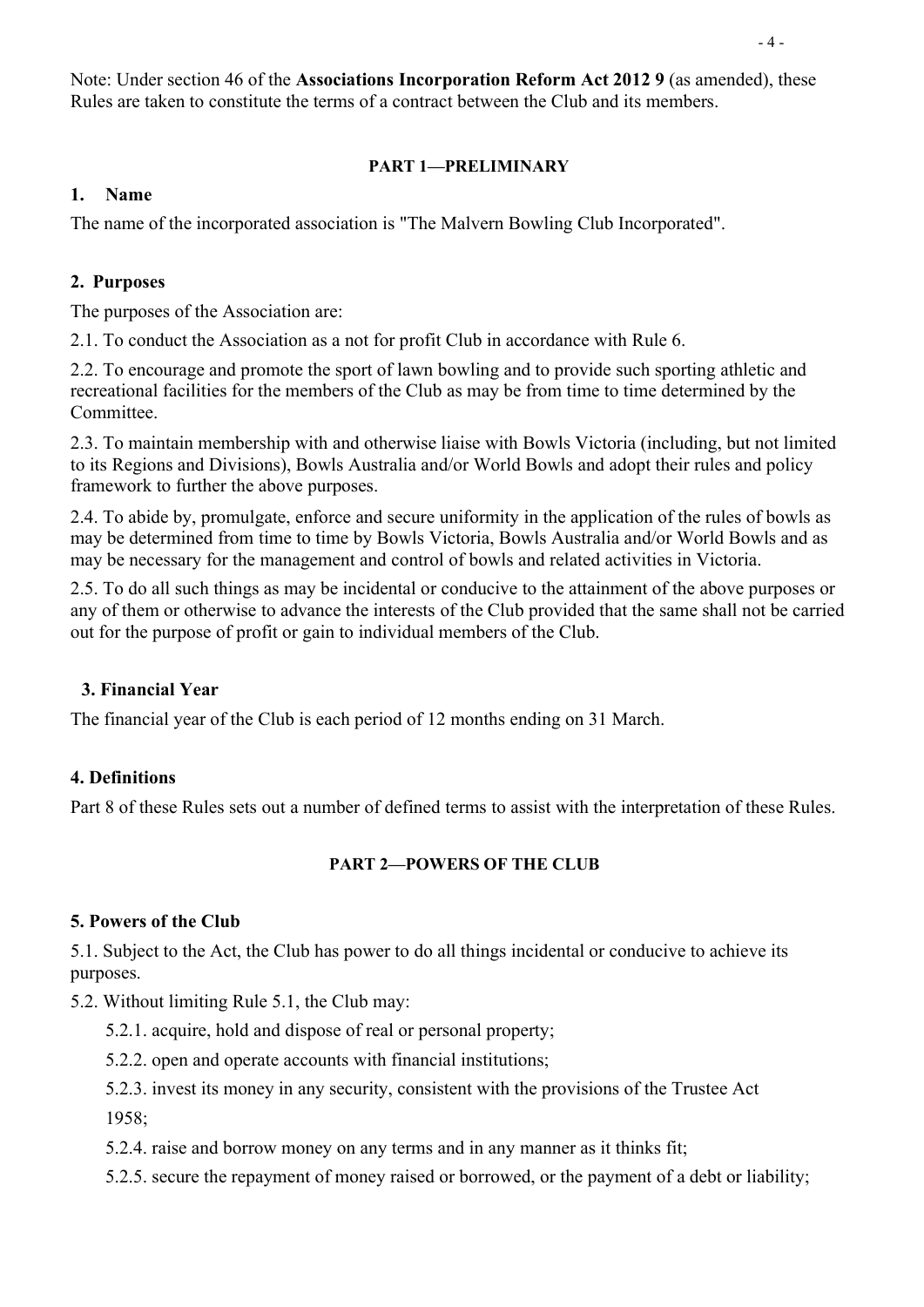Note: Under section 46 of the **Associations Incorporation Reform Act 2012 9** (as amended), these Rules are taken to constitute the terms of a contract between the Club and its members.

## PART 1—PRELIMINARY

### 1. Name

The name of the incorporated association is "The Malvern Bowling Club Incorporated".

### 2. Purposes

The purposes of the Association are:

2.1. To conduct the Association as a not for profit Club in accordance with Rule 6.

2.2. To encourage and promote the sport of lawn bowling and to provide such sporting athletic and recreational facilities for the members of the Club as may be from time to time determined by the Committee.

2.3. To maintain membership with and otherwise liaise with Bowls Victoria (including, but not limited to its Regions and Divisions), Bowls Australia and/or World Bowls and adopt their rules and policy framework to further the above purposes.

2.4. To abide by, promulgate, enforce and secure uniformity in the application of the rules of bowls as may be determined from time to time by Bowls Victoria, Bowls Australia and/or World Bowls and as may be necessary for the management and control of bowls and related activities in Victoria.

2.5. To do all such things as may be incidental or conducive to the attainment of the above purposes or any of them or otherwise to advance the interests of the Club provided that the same shall not be carried out for the purpose of profit or gain to individual members of the Club.

### 3. Financial Year

The financial year of the Club is each period of 12 months ending on 31 March.

### 4. Definitions

Part 8 of these Rules sets out a number of defined terms to assist with the interpretation of these Rules.

## PART 2—POWERS OF THE CLUB

### 5. Powers of the Club

5.1. Subject to the Act, the Club has power to do all things incidental or conducive to achieve its purposes.

5.2. Without limiting Rule 5.1, the Club may:

5.2.1. acquire, hold and dispose of real or personal property;

5.2.2. open and operate accounts with financial institutions;

5.2.3. invest its money in any security, consistent with the provisions of the Trustee Act 1958;

5.2.4. raise and borrow money on any terms and in any manner as it thinks fit;

5.2.5. secure the repayment of money raised or borrowed, or the payment of a debt or liability;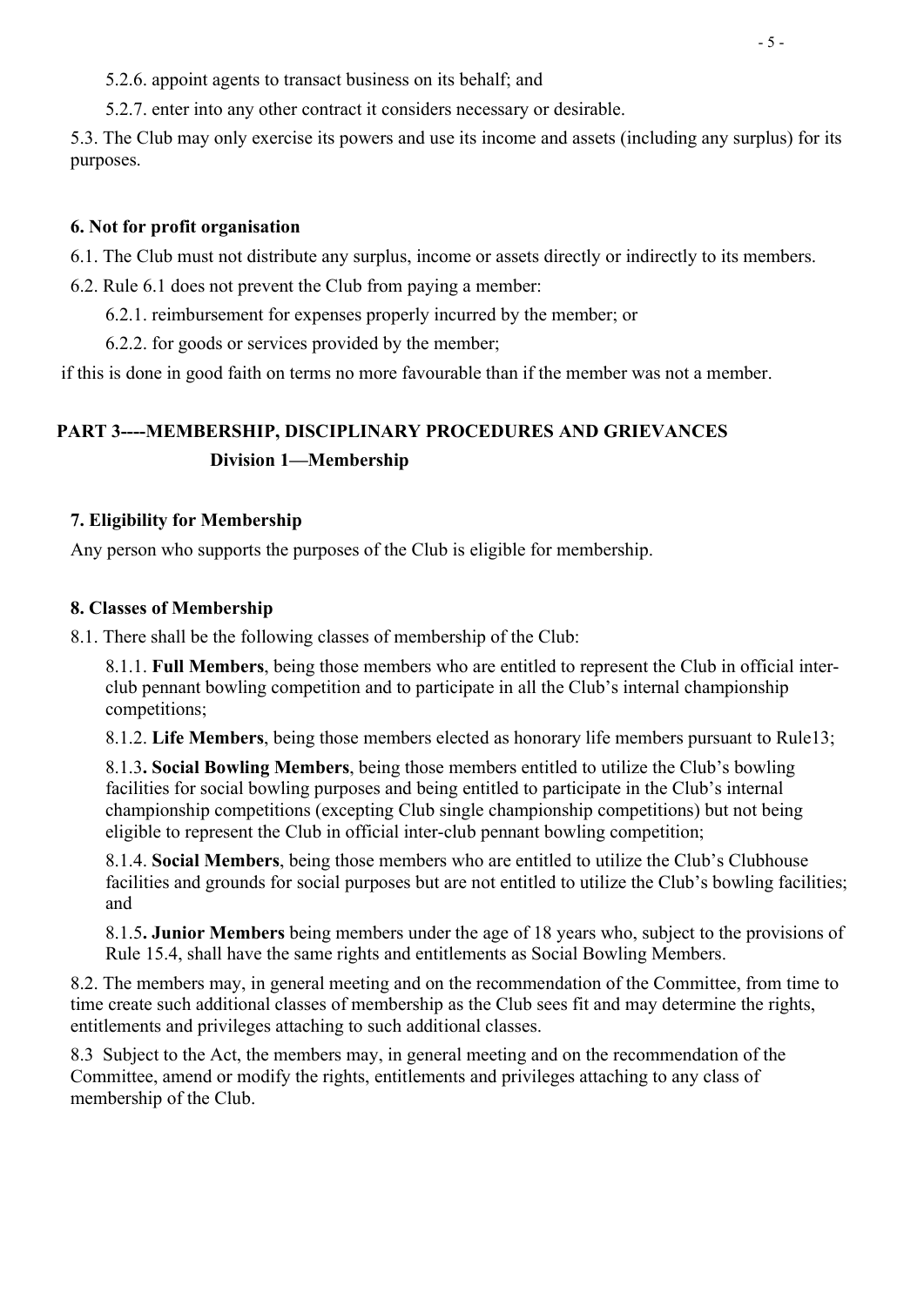5.2.6. appoint agents to transact business on its behalf; and

5.2.7. enter into any other contract it considers necessary or desirable.

5.3. The Club may only exercise its powers and use its income and assets (including any surplus) for its purposes.

#### 6. Not for profit organisation

6.1. The Club must not distribute any surplus, income or assets directly or indirectly to its members.

6.2. Rule 6.1 does not prevent the Club from paying a member:

6.2.1. reimbursement for expenses properly incurred by the member; or

6.2.2. for goods or services provided by the member;

if this is done in good faith on terms no more favourable than if the member was not a member.

## PART 3----MEMBERSHIP, DISCIPLINARY PROCEDURES AND GRIEVANCES

### Division 1—Membership

#### 7. Eligibility for Membership

Any person who supports the purposes of the Club is eligible for membership.

#### 8. Classes of Membership

8.1. There shall be the following classes of membership of the Club:

8.1.1. **Full Members**, being those members who are entitled to represent the Club in official inter-club pennant bowling competition and to participate in all the Club's internal championship competitions;

8.1.2. **Life Members**, being those members elected as honorary life members pursuant to Rule13;

8.1.3**. Social Bowling Members**, being those members entitled to utilize the Club's bowling facilities for social bowling purposes and being entitled to participate in the Club's internal championship competitions (excepting Club single championship competitions) but not being eligible to represent the Club in official inter-club pennant bowling competition;

8.1.4. **Social Members**, being those members who are entitled to utilize the Club's Clubhouse facilities and grounds for social purposes but are not entitled to utilize the Club's bowling facilities; and

8.1.5**. Junior Members** being members under the age of 18 years who, subject to the provisions of Rule 15.4, shall have the same rights and entitlements as Social Bowling Members.

8.2. The members may, in general meeting and on the recommendation of the Committee, from time to time create such additional classes of membership as the Club sees fit and may determine the rights, entitlements and privileges attaching to such additional classes.

8.3 Subject to the Act, the members may, in general meeting and on the recommendation of the Committee, amend or modify the rights, entitlements and privileges attaching to any class of membership of the Club.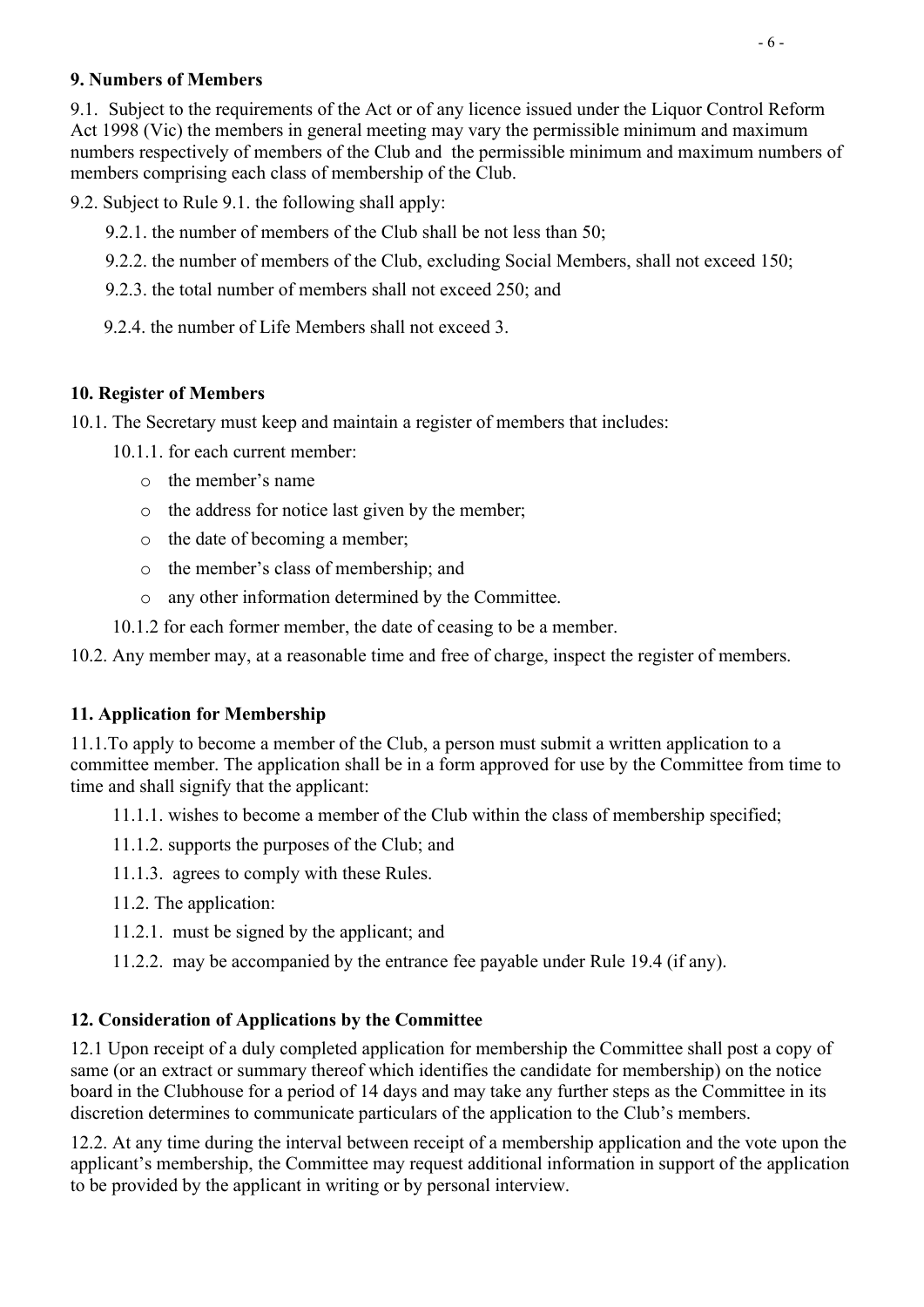### 9. Numbers of Members

9.1. Subject to the requirements of the Act or of any licence issued under the Liquor Control Reform Act 1998 (Vic) the members in general meeting may vary the permissible minimum and maximum numbers respectively of members of the Club and the permissible minimum and maximum numbers of members comprising each class of membership of the Club.

9.2. Subject to Rule 9.1. the following shall apply:

9.2.1. the number of members of the Club shall be not less than 50;

9.2.2. the number of members of the Club, excluding Social Members, shall not exceed 150;

9.2.3. the total number of members shall not exceed 250; and

9.2.4. the number of Life Members shall not exceed 3.

### 10. Register of Members

10.1. The Secretary must keep and maintain a register of members that includes:

10.1.1. for each current member:

- the member's name
- the address for notice last given by the member;
- the date of becoming a member;
- the member's class of membership; and
- any other information determined by the Committee.

10.1.2 for each former member, the date of ceasing to be a member.

10.2. Any member may, at a reasonable time and free of charge, inspect the register of members.

### 11. Application for Membership

11.1.To apply to become a member of the Club, a person must submit a written application to a committee member. The application shall be in a form approved for use by the Committee from time to time and shall signify that the applicant:

11.1.1. wishes to become a member of the Club within the class of membership specified;

11.1.2. supports the purposes of the Club; and

11.1.3. agrees to comply with these Rules.

11.2. The application:

11.2.1. must be signed by the applicant; and

11.2.2. may be accompanied by the entrance fee payable under Rule 19.4 (if any).

### 12. Consideration of Applications by the Committee

12.1 Upon receipt of a duly completed application for membership the Committee shall post a copy of same (or an extract or summary thereof which identifies the candidate for membership) on the notice board in the Clubhouse for a period of 14 days and may take any further steps as the Committee in its discretion determines to communicate particulars of the application to the Club's members.

12.2. At any time during the interval between receipt of a membership application and the vote upon the applicant's membership, the Committee may request additional information in support of the application to be provided by the applicant in writing or by personal interview.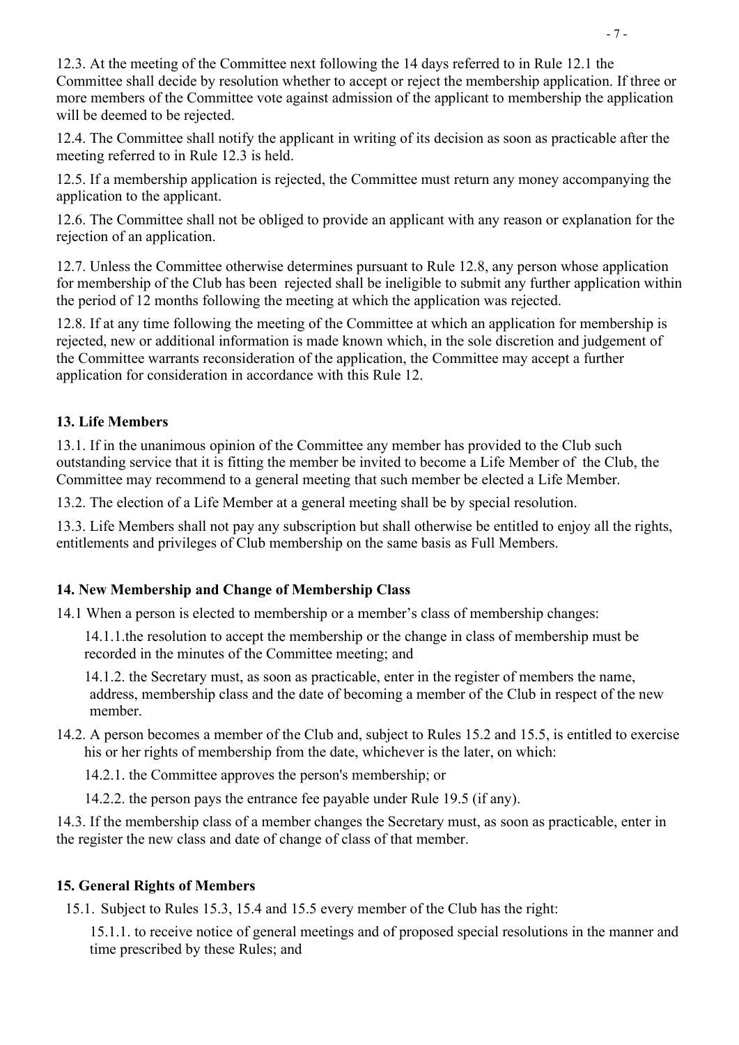12.3. At the meeting of the Committee next following the 14 days referred to in Rule 12.1 the Committee shall decide by resolution whether to accept or reject the membership application. If three or more members of the Committee vote against admission of the applicant to membership the application will be deemed to be rejected.

12.4. The Committee shall notify the applicant in writing of its decision as soon as practicable after the meeting referred to in Rule 12.3 is held.

12.5. If a membership application is rejected, the Committee must return any money accompanying the application to the applicant.

12.6. The Committee shall not be obliged to provide an applicant with any reason or explanation for the rejection of an application.

12.7. Unless the Committee otherwise determines pursuant to Rule 12.8, any person whose application for membership of the Club has been rejected shall be ineligible to submit any further application within the period of 12 months following the meeting at which the application was rejected.

12.8. If at any time following the meeting of the Committee at which an application for membership is rejected, new or additional information is made known which, in the sole discretion and judgement of the Committee warrants reconsideration of the application, the Committee may accept a further application for consideration in accordance with this Rule 12.

**13. Life Members**

13.1. If in the unanimous opinion of the Committee any member has provided to the Club such outstanding service that it is fitting the member be invited to become a Life Member of the Club, the Committee may recommend to a general meeting that such member be elected a Life Member.

13.2. The election of a Life Member at a general meeting shall be by special resolution.

13.3. Life Members shall not pay any subscription but shall otherwise be entitled to enjoy all the rights, entitlements and privileges of Club membership on the same basis as Full Members.

**14. New Membership and Change of Membership Class**

14.1 When a person is elected to membership or a member's class of membership changes:

14.1.1.the resolution to accept the membership or the change in class of membership must be recorded in the minutes of the Committee meeting; and

14.1.2. the Secretary must, as soon as practicable, enter in the register of members the name, address, membership class and the date of becoming a member of the Club in respect of the new member.

14.2. A person becomes a member of the Club and, subject to Rules 15.2 and 15.5, is entitled to exercise his or her rights of membership from the date, whichever is the later, on which:

14.2.1. the Committee approves the person's membership; or

14.2.2. the person pays the entrance fee payable under Rule 19.5 (if any).

14.3. If the membership class of a member changes the Secretary must, as soon as practicable, enter in the register the new class and date of change of class of that member.

**15. General Rights of Members**

15.1. Subject to Rules 15.3, 15.4 and 15.5 every member of the Club has the right:

15.1.1. to receive notice of general meetings and of proposed special resolutions in the manner and time prescribed by these Rules; and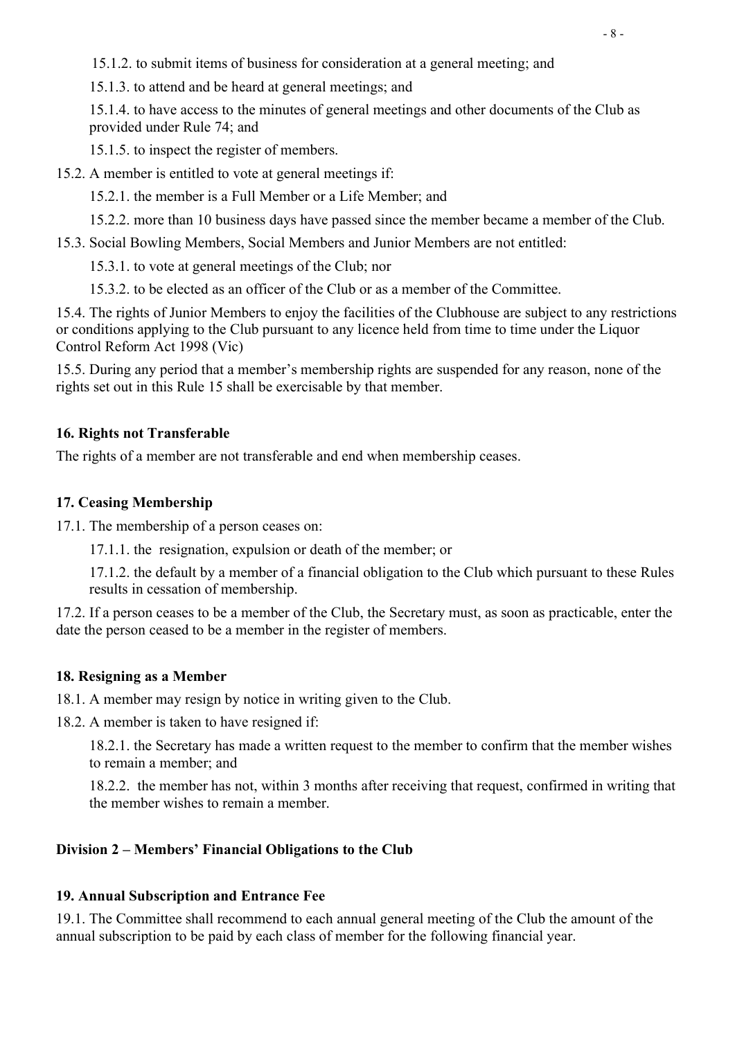15.1.2. to submit items of business for consideration at a general meeting; and

15.1.3. to attend and be heard at general meetings; and

15.1.4. to have access to the minutes of general meetings and other documents of the Club as provided under Rule 74; and

15.1.5. to inspect the register of members.

15.2. A member is entitled to vote at general meetings if:

15.2.1. the member is a Full Member or a Life Member; and

15.2.2. more than 10 business days have passed since the member became a member of the Club.

15.3. Social Bowling Members, Social Members and Junior Members are not entitled:

15.3.1. to vote at general meetings of the Club; nor

15.3.2. to be elected as an officer of the Club or as a member of the Committee.

15.4. The rights of Junior Members to enjoy the facilities of the Clubhouse are subject to any restrictions or conditions applying to the Club pursuant to any licence held from time to time under the Liquor Control Reform Act 1998 (Vic)

15.5. During any period that a member's membership rights are suspended for any reason, none of the rights set out in this Rule 15 shall be exercisable by that member.

**16. Rights not Transferable**

The rights of a member are not transferable and end when membership ceases.

**17. Ceasing Membership**

17.1. The membership of a person ceases on:

17.1.1. the resignation, expulsion or death of the member; or

17.1.2. the default by a member of a financial obligation to the Club which pursuant to these Rules results in cessation of membership.

17.2. If a person ceases to be a member of the Club, the Secretary must, as soon as practicable, enter the date the person ceased to be a member in the register of members.

**18. Resigning as a Member**

18.1. A member may resign by notice in writing given to the Club.

18.2. A member is taken to have resigned if:

18.2.1. the Secretary has made a written request to the member to confirm that the member wishes to remain a member; and

18.2.2. the member has not, within 3 months after receiving that request, confirmed in writing that the member wishes to remain a member.

**Division 2 – Members' Financial Obligations to the Club**

**19. Annual Subscription and Entrance Fee**

19.1. The Committee shall recommend to each annual general meeting of the Club the amount of the annual subscription to be paid by each class of member for the following financial year.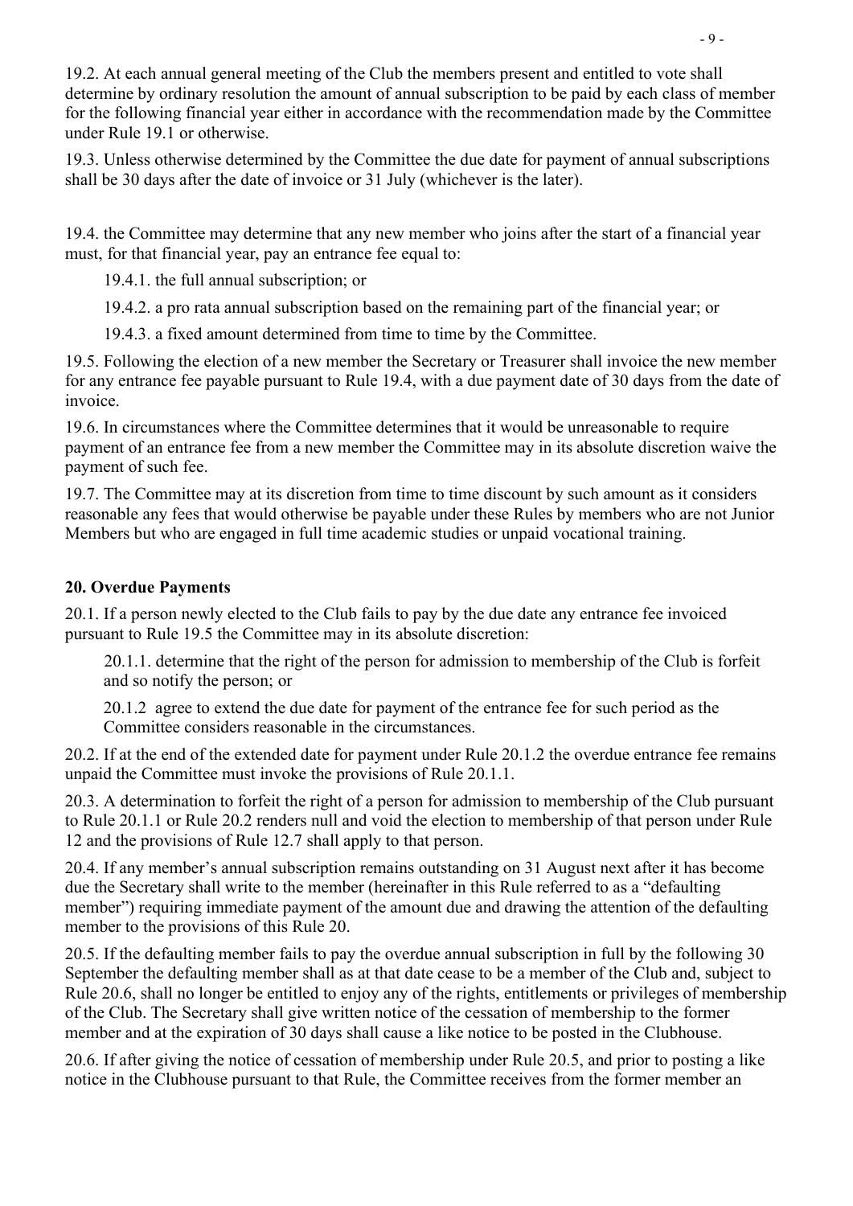19.2. At each annual general meeting of the Club the members present and entitled to vote shall determine by ordinary resolution the amount of annual subscription to be paid by each class of member for the following financial year either in accordance with the recommendation made by the Committee under Rule 19.1 or otherwise.

19.3. Unless otherwise determined by the Committee the due date for payment of annual subscriptions shall be 30 days after the date of invoice or 31 July (whichever is the later).

19.4. the Committee may determine that any new member who joins after the start of a financial year must, for that financial year, pay an entrance fee equal to:

19.4.1. the full annual subscription; or

19.4.2. a pro rata annual subscription based on the remaining part of the financial year; or

19.4.3. a fixed amount determined from time to time by the Committee.

19.5. Following the election of a new member the Secretary or Treasurer shall invoice the new member for any entrance fee payable pursuant to Rule 19.4, with a due payment date of 30 days from the date of invoice.

19.6. In circumstances where the Committee determines that it would be unreasonable to require payment of an entrance fee from a new member the Committee may in its absolute discretion waive the payment of such fee.

19.7. The Committee may at its discretion from time to time discount by such amount as it considers reasonable any fees that would otherwise be payable under these Rules by members who are not Junior Members but who are engaged in full time academic studies or unpaid vocational training.

**20. Overdue Payments**

20.1. If a person newly elected to the Club fails to pay by the due date any entrance fee invoiced pursuant to Rule 19.5 the Committee may in its absolute discretion:

20.1.1. determine that the right of the person for admission to membership of the Club is forfeit and so notify the person; or

20.1.2 agree to extend the due date for payment of the entrance fee for such period as the Committee considers reasonable in the circumstances.

20.2. If at the end of the extended date for payment under Rule 20.1.2 the overdue entrance fee remains unpaid the Committee must invoke the provisions of Rule 20.1.1.

20.3. A determination to forfeit the right of a person for admission to membership of the Club pursuant to Rule 20.1.1 or Rule 20.2 renders null and void the election to membership of that person under Rule 12 and the provisions of Rule 12.7 shall apply to that person.

20.4. If any member's annual subscription remains outstanding on 31 August next after it has become due the Secretary shall write to the member (hereinafter in this Rule referred to as a "defaulting member") requiring immediate payment of the amount due and drawing the attention of the defaulting member to the provisions of this Rule 20.

20.5. If the defaulting member fails to pay the overdue annual subscription in full by the following 30 September the defaulting member shall as at that date cease to be a member of the Club and, subject to Rule 20.6, shall no longer be entitled to enjoy any of the rights, entitlements or privileges of membership of the Club. The Secretary shall give written notice of the cessation of membership to the former member and at the expiration of 30 days shall cause a like notice to be posted in the Clubhouse.

20.6. If after giving the notice of cessation of membership under Rule 20.5, and prior to posting a like notice in the Clubhouse pursuant to that Rule, the Committee receives from the former member an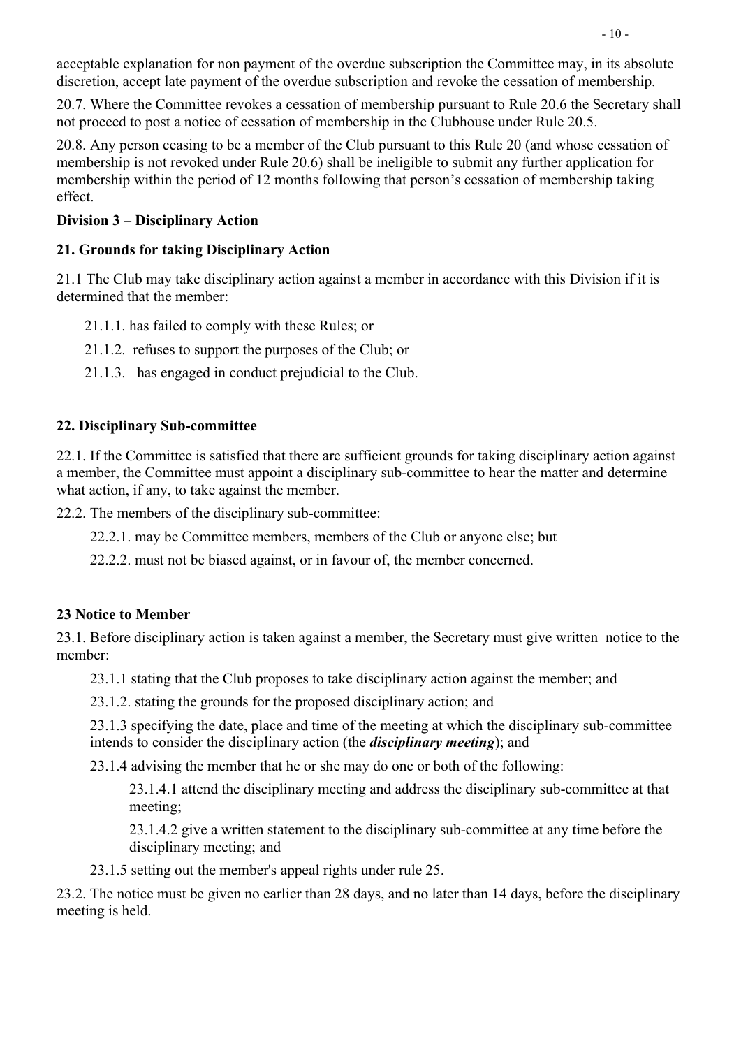acceptable explanation for non payment of the overdue subscription the Committee may, in its absolute discretion, accept late payment of the overdue subscription and revoke the cessation of membership.

20.7. Where the Committee revokes a cessation of membership pursuant to Rule 20.6 the Secretary shall not proceed to post a notice of cessation of membership in the Clubhouse under Rule 20.5.

20.8. Any person ceasing to be a member of the Club pursuant to this Rule 20 (and whose cessation of membership is not revoked under Rule 20.6) shall be ineligible to submit any further application for membership within the period of 12 months following that person's cessation of membership taking effect.

## Division 3 – Disciplinary Action

### 21. Grounds for taking Disciplinary Action

21.1 The Club may take disciplinary action against a member in accordance with this Division if it is determined that the member:

- 21.1.1. has failed to comply with these Rules; or
- 21.1.2. refuses to support the purposes of the Club; or
- 21.1.3. has engaged in conduct prejudicial to the Club.

### 22. Disciplinary Sub-committee

22.1. If the Committee is satisfied that there are sufficient grounds for taking disciplinary action against a member, the Committee must appoint a disciplinary sub-committee to hear the matter and determine what action, if any, to take against the member.

22.2. The members of the disciplinary sub-committee:

- 22.2.1. may be Committee members, members of the Club or anyone else; but
- 22.2.2. must not be biased against, or in favour of, the member concerned.

### 23 Notice to Member

23.1. Before disciplinary action is taken against a member, the Secretary must give written notice to the member:

- 23.1.1 stating that the Club proposes to take disciplinary action against the member; and
- 23.1.2. stating the grounds for the proposed disciplinary action; and
- 23.1.3 specifying the date, place and time of the meeting at which the disciplinary sub-committee intends to consider the disciplinary action (the ***disciplinary meeting***); and
- 23.1.4 advising the member that he or she may do one or both of the following:
  - 23.1.4.1 attend the disciplinary meeting and address the disciplinary sub-committee at that meeting;
  - 23.1.4.2 give a written statement to the disciplinary sub-committee at any time before the disciplinary meeting; and
- 23.1.5 setting out the member's appeal rights under rule 25.

23.2. The notice must be given no earlier than 28 days, and no later than 14 days, before the disciplinary meeting is held.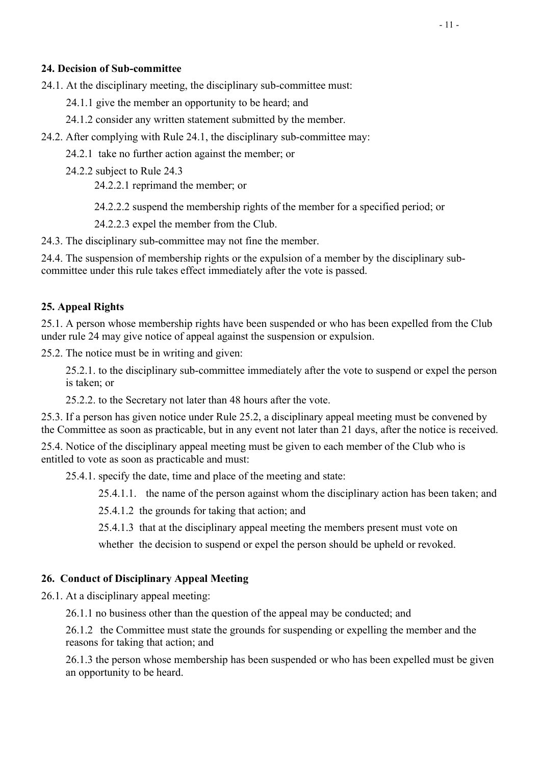#### 24. Decision of Sub-committee

24.1. At the disciplinary meeting, the disciplinary sub-committee must:

24.1.1 give the member an opportunity to be heard; and

24.1.2 consider any written statement submitted by the member.

24.2. After complying with Rule 24.1, the disciplinary sub-committee may:

24.2.1 take no further action against the member; or

24.2.2 subject to Rule 24.3

24.2.2.1 reprimand the member; or

24.2.2.2 suspend the membership rights of the member for a specified period; or

24.2.2.3 expel the member from the Club.

24.3. The disciplinary sub-committee may not fine the member.

24.4. The suspension of membership rights or the expulsion of a member by the disciplinary sub-committee under this rule takes effect immediately after the vote is passed.

#### 25. Appeal Rights

25.1. A person whose membership rights have been suspended or who has been expelled from the Club under rule 24 may give notice of appeal against the suspension or expulsion.

25.2. The notice must be in writing and given:

25.2.1. to the disciplinary sub-committee immediately after the vote to suspend or expel the person is taken; or

25.2.2. to the Secretary not later than 48 hours after the vote.

25.3. If a person has given notice under Rule 25.2, a disciplinary appeal meeting must be convened by the Committee as soon as practicable, but in any event not later than 21 days, after the notice is received.

25.4. Notice of the disciplinary appeal meeting must be given to each member of the Club who is entitled to vote as soon as practicable and must:

25.4.1. specify the date, time and place of the meeting and state:

25.4.1.1. the name of the person against whom the disciplinary action has been taken; and

25.4.1.2 the grounds for taking that action; and

25.4.1.3 that at the disciplinary appeal meeting the members present must vote on whether the decision to suspend or expel the person should be upheld or revoked.

#### 26. Conduct of Disciplinary Appeal Meeting

26.1. At a disciplinary appeal meeting:

26.1.1 no business other than the question of the appeal may be conducted; and

26.1.2 the Committee must state the grounds for suspending or expelling the member and the reasons for taking that action; and

26.1.3 the person whose membership has been suspended or who has been expelled must be given an opportunity to be heard.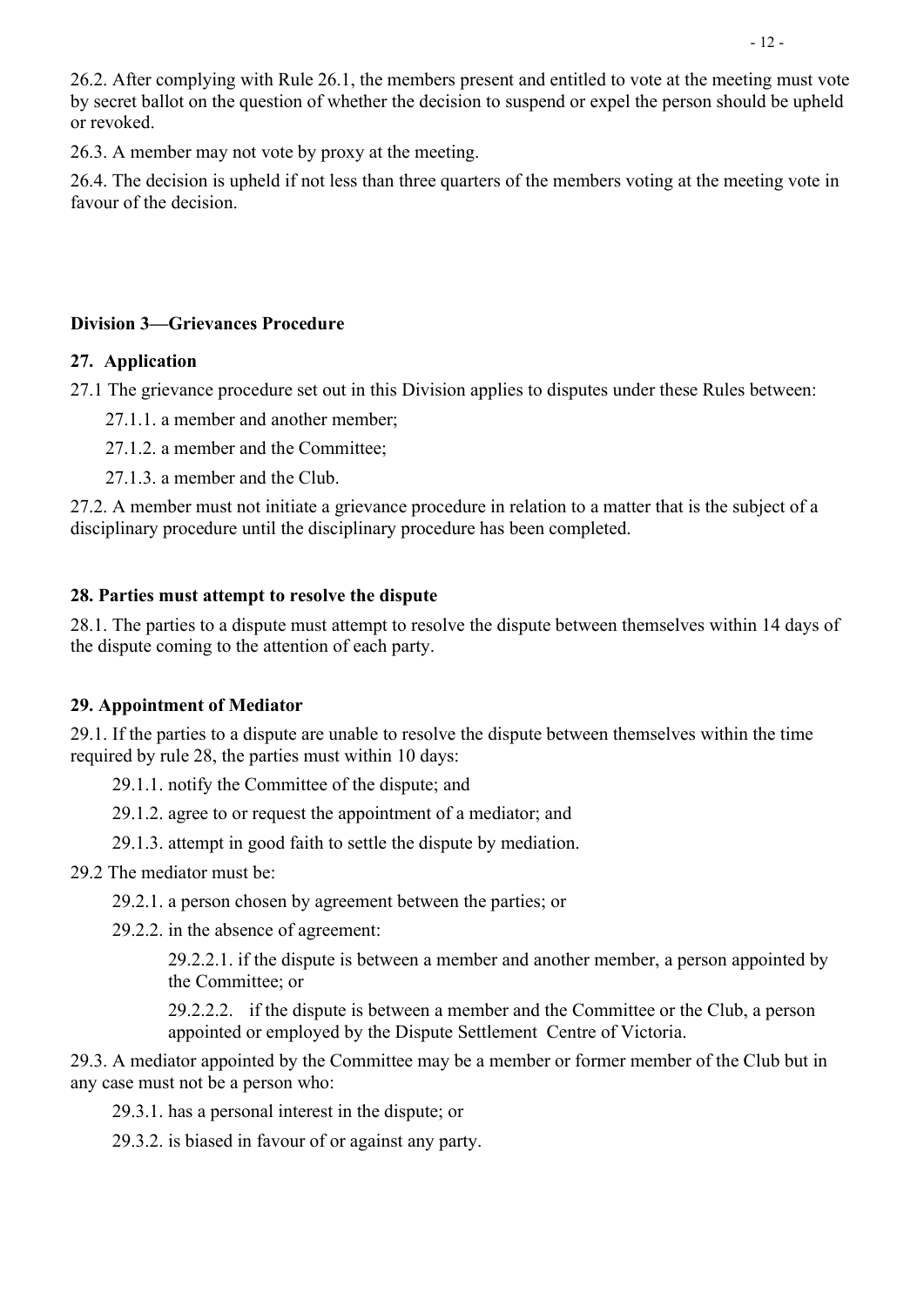26.2. After complying with Rule 26.1, the members present and entitled to vote at the meeting must vote by secret ballot on the question of whether the decision to suspend or expel the person should be upheld or revoked.

26.3. A member may not vote by proxy at the meeting.

26.4. The decision is upheld if not less than three quarters of the members voting at the meeting vote in favour of the decision.

### Division 3—Grievances Procedure

#### 27. Application

27.1 The grievance procedure set out in this Division applies to disputes under these Rules between:

- 27.1.1. a member and another member;
- 27.1.2. a member and the Committee;
- 27.1.3. a member and the Club.

27.2. A member must not initiate a grievance procedure in relation to a matter that is the subject of a disciplinary procedure until the disciplinary procedure has been completed.

#### 28. Parties must attempt to resolve the dispute

28.1. The parties to a dispute must attempt to resolve the dispute between themselves within 14 days of the dispute coming to the attention of each party.

#### 29. Appointment of Mediator

29.1. If the parties to a dispute are unable to resolve the dispute between themselves within the time required by rule 28, the parties must within 10 days:

- 29.1.1. notify the Committee of the dispute; and
- 29.1.2. agree to or request the appointment of a mediator; and
- 29.1.3. attempt in good faith to settle the dispute by mediation.

29.2 The mediator must be:

- 29.2.1. a person chosen by agreement between the parties; or
- 29.2.2. in the absence of agreement:
  - 29.2.2.1. if the dispute is between a member and another member, a person appointed by the Committee; or
  - 29.2.2.2. if the dispute is between a member and the Committee or the Club, a person appointed or employed by the Dispute Settlement Centre of Victoria.

29.3. A mediator appointed by the Committee may be a member or former member of the Club but in any case must not be a person who:

- 29.3.1. has a personal interest in the dispute; or
- 29.3.2. is biased in favour of or against any party.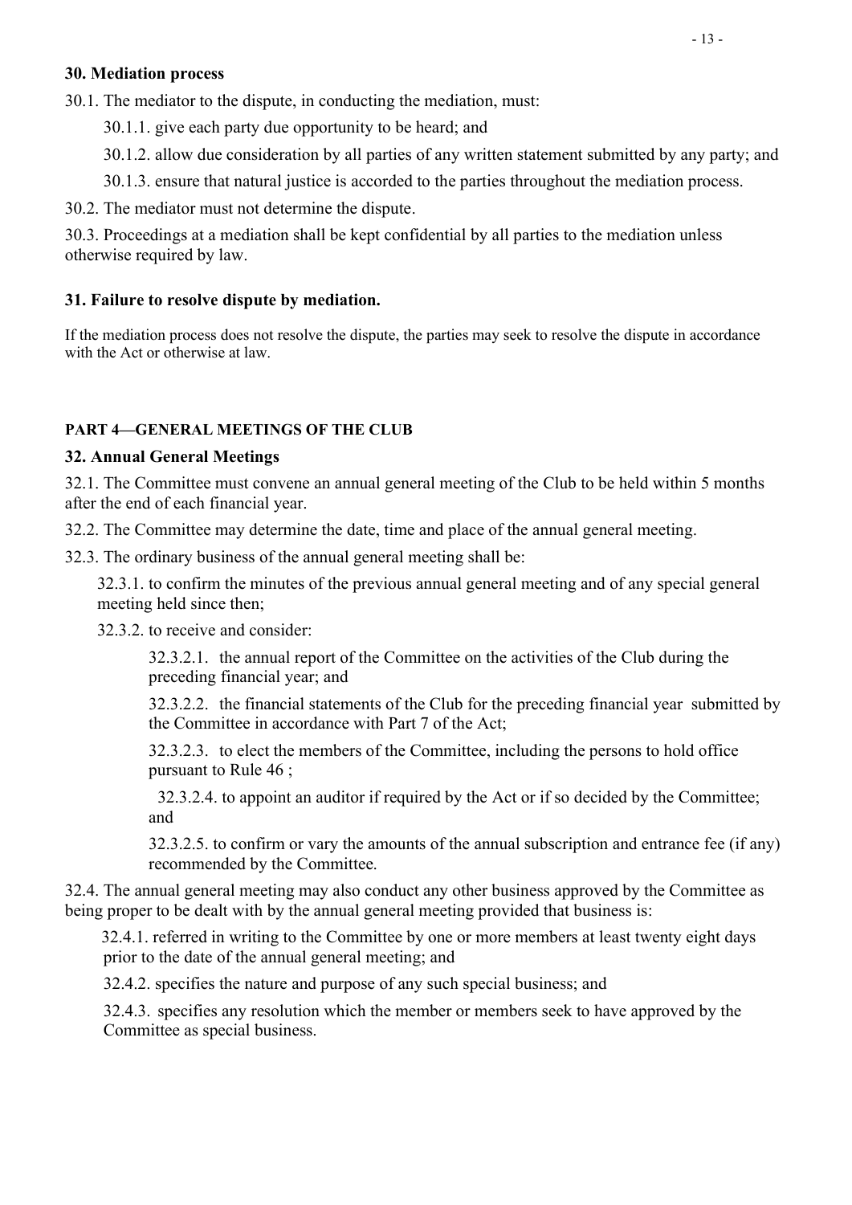### 30. Mediation process

30.1. The mediator to the dispute, in conducting the mediation, must:

30.1.1. give each party due opportunity to be heard; and

30.1.2. allow due consideration by all parties of any written statement submitted by any party; and

30.1.3. ensure that natural justice is accorded to the parties throughout the mediation process.

30.2. The mediator must not determine the dispute.

30.3. Proceedings at a mediation shall be kept confidential by all parties to the mediation unless otherwise required by law.

### 31. Failure to resolve dispute by mediation.

If the mediation process does not resolve the dispute, the parties may seek to resolve the dispute in accordance with the Act or otherwise at law.

## PART 4—GENERAL MEETINGS OF THE CLUB

### 32. Annual General Meetings

32.1. The Committee must convene an annual general meeting of the Club to be held within 5 months after the end of each financial year.

32.2. The Committee may determine the date, time and place of the annual general meeting.

32.3. The ordinary business of the annual general meeting shall be:

32.3.1. to confirm the minutes of the previous annual general meeting and of any special general meeting held since then;

32.3.2. to receive and consider:

32.3.2.1. the annual report of the Committee on the activities of the Club during the preceding financial year; and

32.3.2.2. the financial statements of the Club for the preceding financial year submitted by the Committee in accordance with Part 7 of the Act;

32.3.2.3. to elect the members of the Committee, including the persons to hold office pursuant to Rule 46 ;

32.3.2.4. to appoint an auditor if required by the Act or if so decided by the Committee; and

32.3.2.5. to confirm or vary the amounts of the annual subscription and entrance fee (if any) recommended by the Committee.

32.4. The annual general meeting may also conduct any other business approved by the Committee as being proper to be dealt with by the annual general meeting provided that business is:

32.4.1. referred in writing to the Committee by one or more members at least twenty eight days prior to the date of the annual general meeting; and

32.4.2. specifies the nature and purpose of any such special business; and

32.4.3. specifies any resolution which the member or members seek to have approved by the Committee as special business.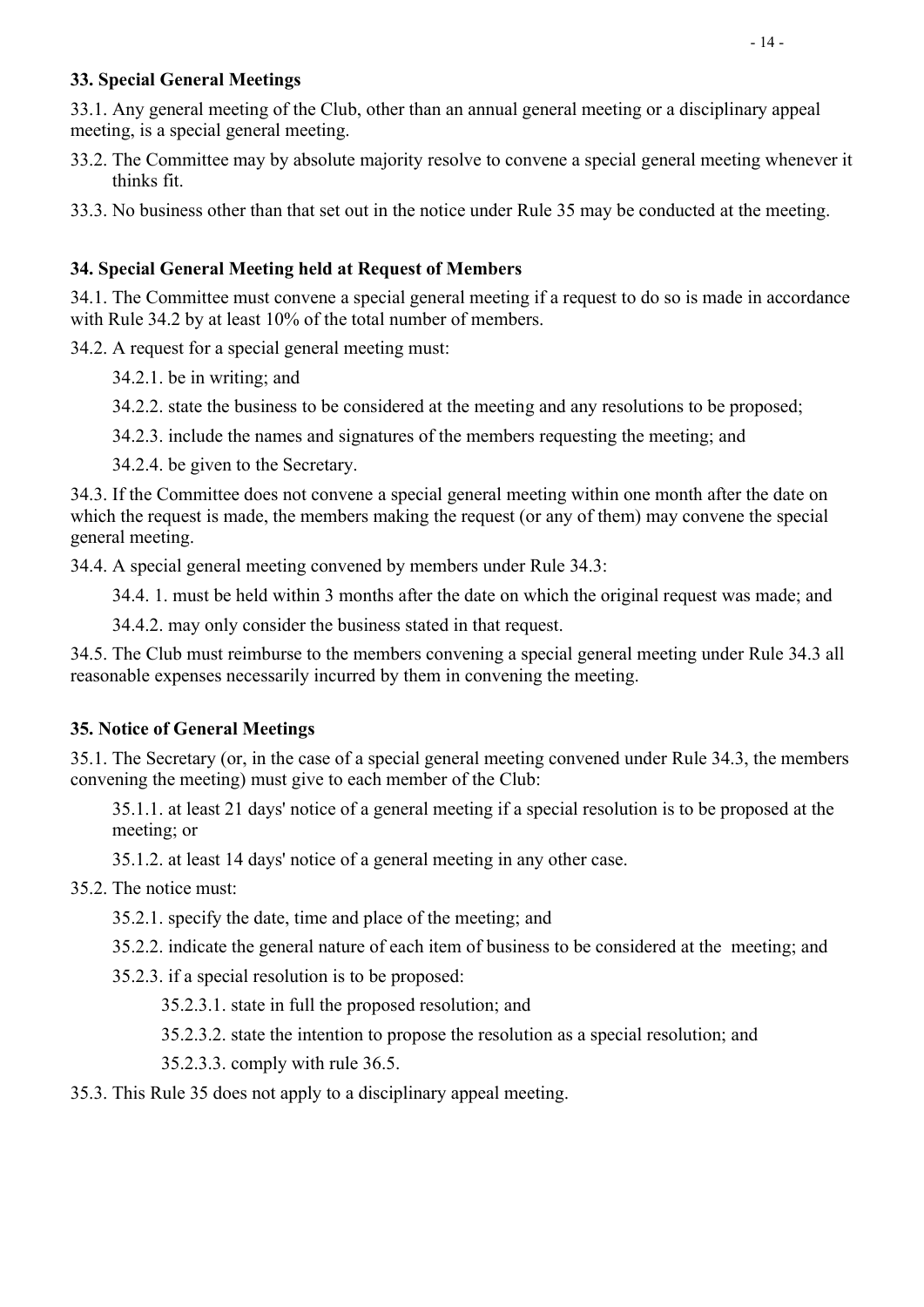### 33. Special General Meetings

33.1. Any general meeting of the Club, other than an annual general meeting or a disciplinary appeal meeting, is a special general meeting.

33.2. The Committee may by absolute majority resolve to convene a special general meeting whenever it thinks fit.

33.3. No business other than that set out in the notice under Rule 35 may be conducted at the meeting.

### 34. Special General Meeting held at Request of Members

34.1. The Committee must convene a special general meeting if a request to do so is made in accordance with Rule 34.2 by at least 10% of the total number of members.

34.2. A request for a special general meeting must:

34.2.1. be in writing; and

34.2.2. state the business to be considered at the meeting and any resolutions to be proposed;

34.2.3. include the names and signatures of the members requesting the meeting; and

34.2.4. be given to the Secretary.

34.3. If the Committee does not convene a special general meeting within one month after the date on which the request is made, the members making the request (or any of them) may convene the special general meeting.

34.4. A special general meeting convened by members under Rule 34.3:

34.4. 1. must be held within 3 months after the date on which the original request was made; and

34.4.2. may only consider the business stated in that request.

34.5. The Club must reimburse to the members convening a special general meeting under Rule 34.3 all reasonable expenses necessarily incurred by them in convening the meeting.

### 35. Notice of General Meetings

35.1. The Secretary (or, in the case of a special general meeting convened under Rule 34.3, the members convening the meeting) must give to each member of the Club:

35.1.1. at least 21 days' notice of a general meeting if a special resolution is to be proposed at the meeting; or

35.1.2. at least 14 days' notice of a general meeting in any other case.

35.2. The notice must:

35.2.1. specify the date, time and place of the meeting; and

35.2.2. indicate the general nature of each item of business to be considered at the meeting; and

35.2.3. if a special resolution is to be proposed:

35.2.3.1. state in full the proposed resolution; and

35.2.3.2. state the intention to propose the resolution as a special resolution; and

35.2.3.3. comply with rule 36.5.

35.3. This Rule 35 does not apply to a disciplinary appeal meeting.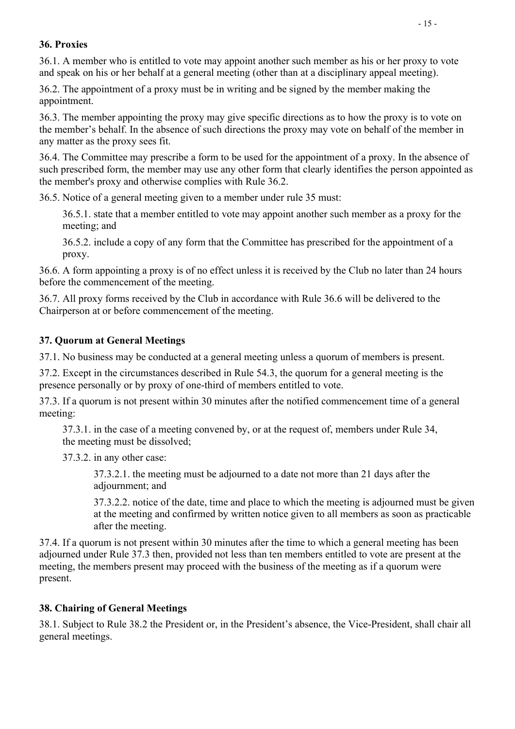### 36. Proxies

36.1. A member who is entitled to vote may appoint another such member as his or her proxy to vote and speak on his or her behalf at a general meeting (other than at a disciplinary appeal meeting).

36.2. The appointment of a proxy must be in writing and be signed by the member making the appointment.

36.3. The member appointing the proxy may give specific directions as to how the proxy is to vote on the member's behalf. In the absence of such directions the proxy may vote on behalf of the member in any matter as the proxy sees fit.

36.4. The Committee may prescribe a form to be used for the appointment of a proxy. In the absence of such prescribed form, the member may use any other form that clearly identifies the person appointed as the member's proxy and otherwise complies with Rule 36.2.

36.5. Notice of a general meeting given to a member under rule 35 must:

36.5.1. state that a member entitled to vote may appoint another such member as a proxy for the meeting; and

36.5.2. include a copy of any form that the Committee has prescribed for the appointment of a proxy.

36.6. A form appointing a proxy is of no effect unless it is received by the Club no later than 24 hours before the commencement of the meeting.

36.7. All proxy forms received by the Club in accordance with Rule 36.6 will be delivered to the Chairperson at or before commencement of the meeting.

### 37. Quorum at General Meetings

37.1. No business may be conducted at a general meeting unless a quorum of members is present.

37.2. Except in the circumstances described in Rule 54.3, the quorum for a general meeting is the presence personally or by proxy of one-third of members entitled to vote.

37.3. If a quorum is not present within 30 minutes after the notified commencement time of a general meeting:

37.3.1. in the case of a meeting convened by, or at the request of, members under Rule 34, the meeting must be dissolved;

37.3.2. in any other case:

37.3.2.1. the meeting must be adjourned to a date not more than 21 days after the adjournment; and

37.3.2.2. notice of the date, time and place to which the meeting is adjourned must be given at the meeting and confirmed by written notice given to all members as soon as practicable after the meeting.

37.4. If a quorum is not present within 30 minutes after the time to which a general meeting has been adjourned under Rule 37.3 then, provided not less than ten members entitled to vote are present at the meeting, the members present may proceed with the business of the meeting as if a quorum were present.

### 38. Chairing of General Meetings

38.1. Subject to Rule 38.2 the President or, in the President's absence, the Vice-President, shall chair all general meetings.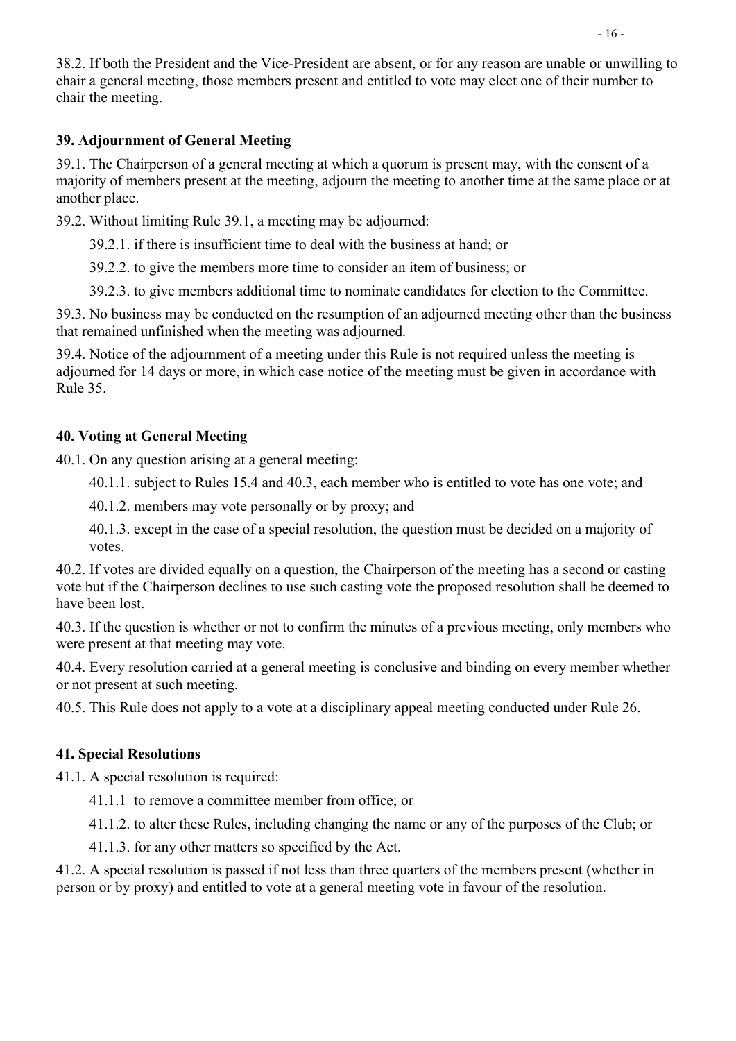38.2. If both the President and the Vice-President are absent, or for any reason are unable or unwilling to chair a general meeting, those members present and entitled to vote may elect one of their number to chair the meeting.

**39. Adjournment of General Meeting**

39.1. The Chairperson of a general meeting at which a quorum is present may, with the consent of a majority of members present at the meeting, adjourn the meeting to another time at the same place or at another place.

39.2. Without limiting Rule 39.1, a meeting may be adjourned:

39.2.1. if there is insufficient time to deal with the business at hand; or

39.2.2. to give the members more time to consider an item of business; or

39.2.3. to give members additional time to nominate candidates for election to the Committee.

39.3. No business may be conducted on the resumption of an adjourned meeting other than the business that remained unfinished when the meeting was adjourned.

39.4. Notice of the adjournment of a meeting under this Rule is not required unless the meeting is adjourned for 14 days or more, in which case notice of the meeting must be given in accordance with Rule 35.

**40. Voting at General Meeting**

40.1. On any question arising at a general meeting:

40.1.1. subject to Rules 15.4 and 40.3, each member who is entitled to vote has one vote; and

40.1.2. members may vote personally or by proxy; and

40.1.3. except in the case of a special resolution, the question must be decided on a majority of votes.

40.2. If votes are divided equally on a question, the Chairperson of the meeting has a second or casting vote but if the Chairperson declines to use such casting vote the proposed resolution shall be deemed to have been lost.

40.3. If the question is whether or not to confirm the minutes of a previous meeting, only members who were present at that meeting may vote.

40.4. Every resolution carried at a general meeting is conclusive and binding on every member whether or not present at such meeting.

40.5. This Rule does not apply to a vote at a disciplinary appeal meeting conducted under Rule 26.

**41. Special Resolutions**

41.1. A special resolution is required:

41.1.1 to remove a committee member from office; or

41.1.2. to alter these Rules, including changing the name or any of the purposes of the Club; or

41.1.3. for any other matters so specified by the Act.

41.2. A special resolution is passed if not less than three quarters of the members present (whether in person or by proxy) and entitled to vote at a general meeting vote in favour of the resolution.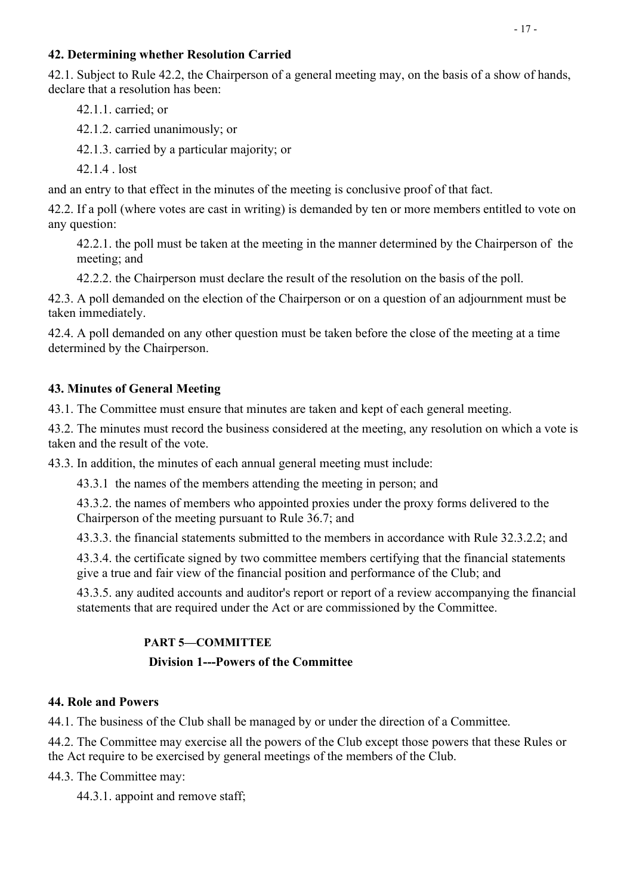### 42. Determining whether Resolution Carried

42.1. Subject to Rule 42.2, the Chairperson of a general meeting may, on the basis of a show of hands, declare that a resolution has been:

42.1.1. carried; or

42.1.2. carried unanimously; or

42.1.3. carried by a particular majority; or

42.1.4 . lost

and an entry to that effect in the minutes of the meeting is conclusive proof of that fact.

42.2. If a poll (where votes are cast in writing) is demanded by ten or more members entitled to vote on any question:

42.2.1. the poll must be taken at the meeting in the manner determined by the Chairperson of the meeting; and

42.2.2. the Chairperson must declare the result of the resolution on the basis of the poll.

42.3. A poll demanded on the election of the Chairperson or on a question of an adjournment must be taken immediately.

42.4. A poll demanded on any other question must be taken before the close of the meeting at a time determined by the Chairperson.

### 43. Minutes of General Meeting

43.1. The Committee must ensure that minutes are taken and kept of each general meeting.

43.2. The minutes must record the business considered at the meeting, any resolution on which a vote is taken and the result of the vote.

43.3. In addition, the minutes of each annual general meeting must include:

43.3.1 the names of the members attending the meeting in person; and

43.3.2. the names of members who appointed proxies under the proxy forms delivered to the Chairperson of the meeting pursuant to Rule 36.7; and

43.3.3. the financial statements submitted to the members in accordance with Rule 32.3.2.2; and

43.3.4. the certificate signed by two committee members certifying that the financial statements give a true and fair view of the financial position and performance of the Club; and

43.3.5. any audited accounts and auditor's report or report of a review accompanying the financial statements that are required under the Act or are commissioned by the Committee.

## PART 5—COMMITTEE

## Division 1---Powers of the Committee

### 44. Role and Powers

44.1. The business of the Club shall be managed by or under the direction of a Committee.

44.2. The Committee may exercise all the powers of the Club except those powers that these Rules or the Act require to be exercised by general meetings of the members of the Club.

44.3. The Committee may:

44.3.1. appoint and remove staff;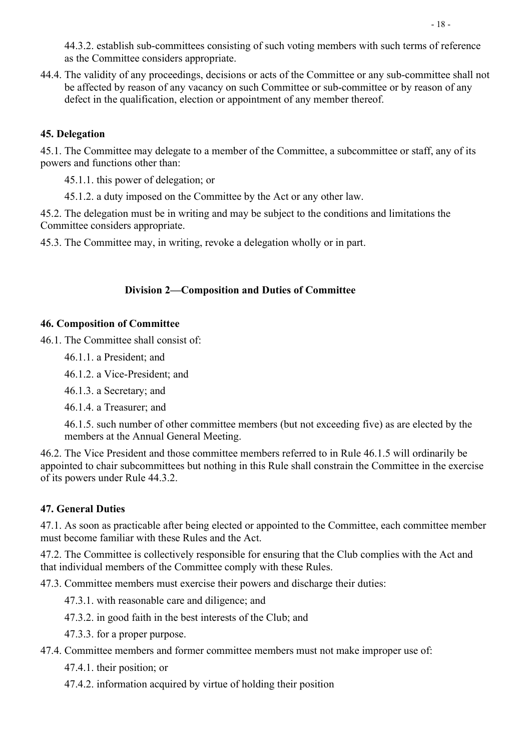44.3.2. establish sub-committees consisting of such voting members with such terms of reference as the Committee considers appropriate.

44.4. The validity of any proceedings, decisions or acts of the Committee or any sub-committee shall not be affected by reason of any vacancy on such Committee or sub-committee or by reason of any defect in the qualification, election or appointment of any member thereof.

### 45. Delegation

45.1. The Committee may delegate to a member of the Committee, a subcommittee or staff, any of its powers and functions other than:

45.1.1. this power of delegation; or

45.1.2. a duty imposed on the Committee by the Act or any other law.

45.2. The delegation must be in writing and may be subject to the conditions and limitations the Committee considers appropriate.

45.3. The Committee may, in writing, revoke a delegation wholly or in part.

## Division 2—Composition and Duties of Committee

### 46. Composition of Committee

46.1. The Committee shall consist of:

46.1.1. a President; and

46.1.2. a Vice-President; and

46.1.3. a Secretary; and

46.1.4. a Treasurer; and

46.1.5. such number of other committee members (but not exceeding five) as are elected by the members at the Annual General Meeting.

46.2. The Vice President and those committee members referred to in Rule 46.1.5 will ordinarily be appointed to chair subcommittees but nothing in this Rule shall constrain the Committee in the exercise of its powers under Rule 44.3.2.

### 47. General Duties

47.1. As soon as practicable after being elected or appointed to the Committee, each committee member must become familiar with these Rules and the Act.

47.2. The Committee is collectively responsible for ensuring that the Club complies with the Act and that individual members of the Committee comply with these Rules.

47.3. Committee members must exercise their powers and discharge their duties:

47.3.1. with reasonable care and diligence; and

47.3.2. in good faith in the best interests of the Club; and

47.3.3. for a proper purpose.

47.4. Committee members and former committee members must not make improper use of:

47.4.1. their position; or

47.4.2. information acquired by virtue of holding their position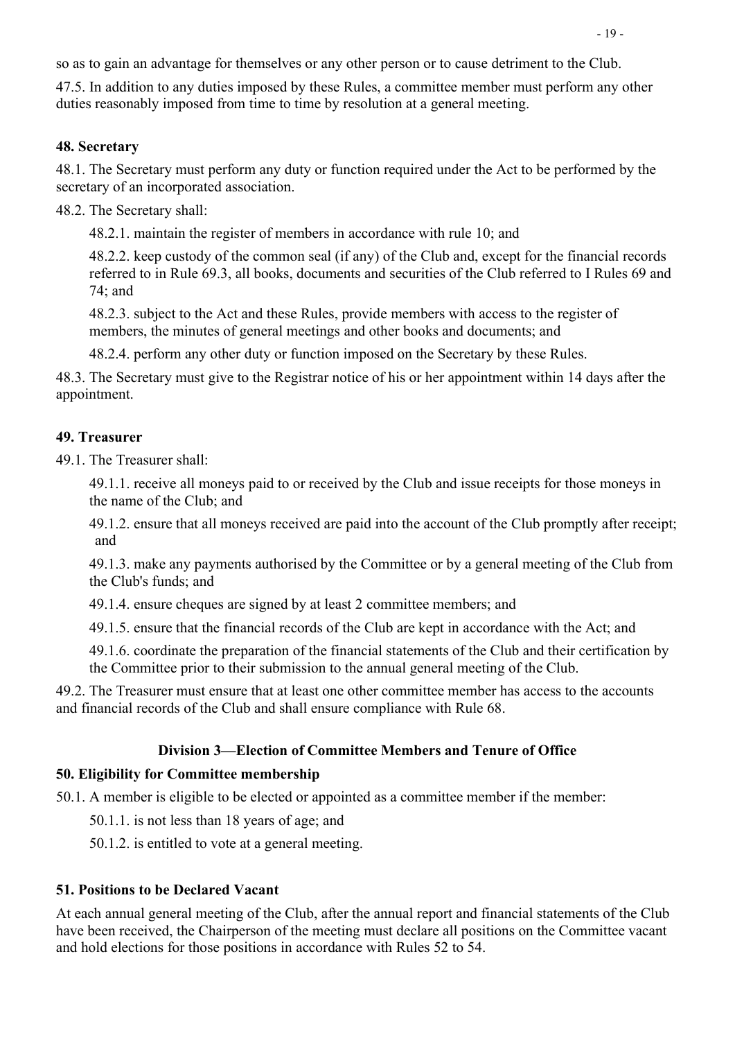so as to gain an advantage for themselves or any other person or to cause detriment to the Club.

47.5. In addition to any duties imposed by these Rules, a committee member must perform any other duties reasonably imposed from time to time by resolution at a general meeting.

**48. Secretary**

48.1. The Secretary must perform any duty or function required under the Act to be performed by the secretary of an incorporated association.

48.2. The Secretary shall:

48.2.1. maintain the register of members in accordance with rule 10; and

48.2.2. keep custody of the common seal (if any) of the Club and, except for the financial records referred to in Rule 69.3, all books, documents and securities of the Club referred to I Rules 69 and 74; and

48.2.3. subject to the Act and these Rules, provide members with access to the register of members, the minutes of general meetings and other books and documents; and

48.2.4. perform any other duty or function imposed on the Secretary by these Rules.

48.3. The Secretary must give to the Registrar notice of his or her appointment within 14 days after the appointment.

**49. Treasurer**

49.1. The Treasurer shall:

49.1.1. receive all moneys paid to or received by the Club and issue receipts for those moneys in the name of the Club; and

49.1.2. ensure that all moneys received are paid into the account of the Club promptly after receipt; and

49.1.3. make any payments authorised by the Committee or by a general meeting of the Club from the Club's funds; and

49.1.4. ensure cheques are signed by at least 2 committee members; and

49.1.5. ensure that the financial records of the Club are kept in accordance with the Act; and

49.1.6. coordinate the preparation of the financial statements of the Club and their certification by the Committee prior to their submission to the annual general meeting of the Club.

49.2. The Treasurer must ensure that at least one other committee member has access to the accounts and financial records of the Club and shall ensure compliance with Rule 68.

## Division 3—Election of Committee Members and Tenure of Office

**50. Eligibility for Committee membership**

50.1. A member is eligible to be elected or appointed as a committee member if the member:

50.1.1. is not less than 18 years of age; and

50.1.2. is entitled to vote at a general meeting.

**51. Positions to be Declared Vacant**

At each annual general meeting of the Club, after the annual report and financial statements of the Club have been received, the Chairperson of the meeting must declare all positions on the Committee vacant and hold elections for those positions in accordance with Rules 52 to 54.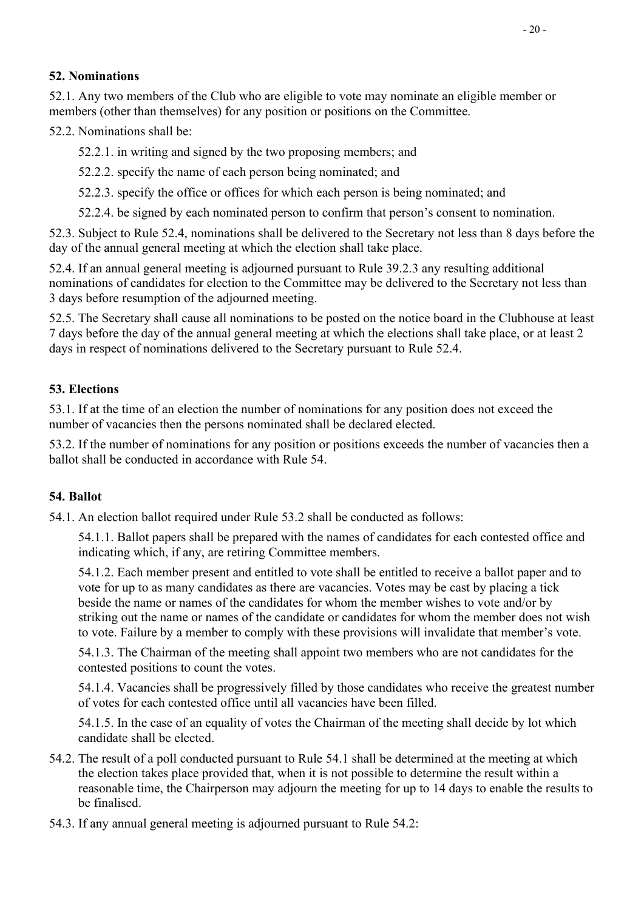### 52. Nominations

52.1. Any two members of the Club who are eligible to vote may nominate an eligible member or members (other than themselves) for any position or positions on the Committee.

52.2. Nominations shall be:

- 52.2.1. in writing and signed by the two proposing members; and
- 52.2.2. specify the name of each person being nominated; and
- 52.2.3. specify the office or offices for which each person is being nominated; and
- 52.2.4. be signed by each nominated person to confirm that person's consent to nomination.

52.3. Subject to Rule 52.4, nominations shall be delivered to the Secretary not less than 8 days before the day of the annual general meeting at which the election shall take place.

52.4. If an annual general meeting is adjourned pursuant to Rule 39.2.3 any resulting additional nominations of candidates for election to the Committee may be delivered to the Secretary not less than 3 days before resumption of the adjourned meeting.

52.5. The Secretary shall cause all nominations to be posted on the notice board in the Clubhouse at least 7 days before the day of the annual general meeting at which the elections shall take place, or at least 2 days in respect of nominations delivered to the Secretary pursuant to Rule 52.4.

### 53. Elections

53.1. If at the time of an election the number of nominations for any position does not exceed the number of vacancies then the persons nominated shall be declared elected.

53.2. If the number of nominations for any position or positions exceeds the number of vacancies then a ballot shall be conducted in accordance with Rule 54.

### 54. Ballot

54.1. An election ballot required under Rule 53.2 shall be conducted as follows:

- 54.1.1. Ballot papers shall be prepared with the names of candidates for each contested office and indicating which, if any, are retiring Committee members.
- 54.1.2. Each member present and entitled to vote shall be entitled to receive a ballot paper and to vote for up to as many candidates as there are vacancies. Votes may be cast by placing a tick beside the name or names of the candidates for whom the member wishes to vote and/or by striking out the name or names of the candidate or candidates for whom the member does not wish to vote. Failure by a member to comply with these provisions will invalidate that member's vote.
- 54.1.3. The Chairman of the meeting shall appoint two members who are not candidates for the contested positions to count the votes.
- 54.1.4. Vacancies shall be progressively filled by those candidates who receive the greatest number of votes for each contested office until all vacancies have been filled.
- 54.1.5. In the case of an equality of votes the Chairman of the meeting shall decide by lot which candidate shall be elected.

54.2. The result of a poll conducted pursuant to Rule 54.1 shall be determined at the meeting at which the election takes place provided that, when it is not possible to determine the result within a reasonable time, the Chairperson may adjourn the meeting for up to 14 days to enable the results to be finalised.

54.3. If any annual general meeting is adjourned pursuant to Rule 54.2: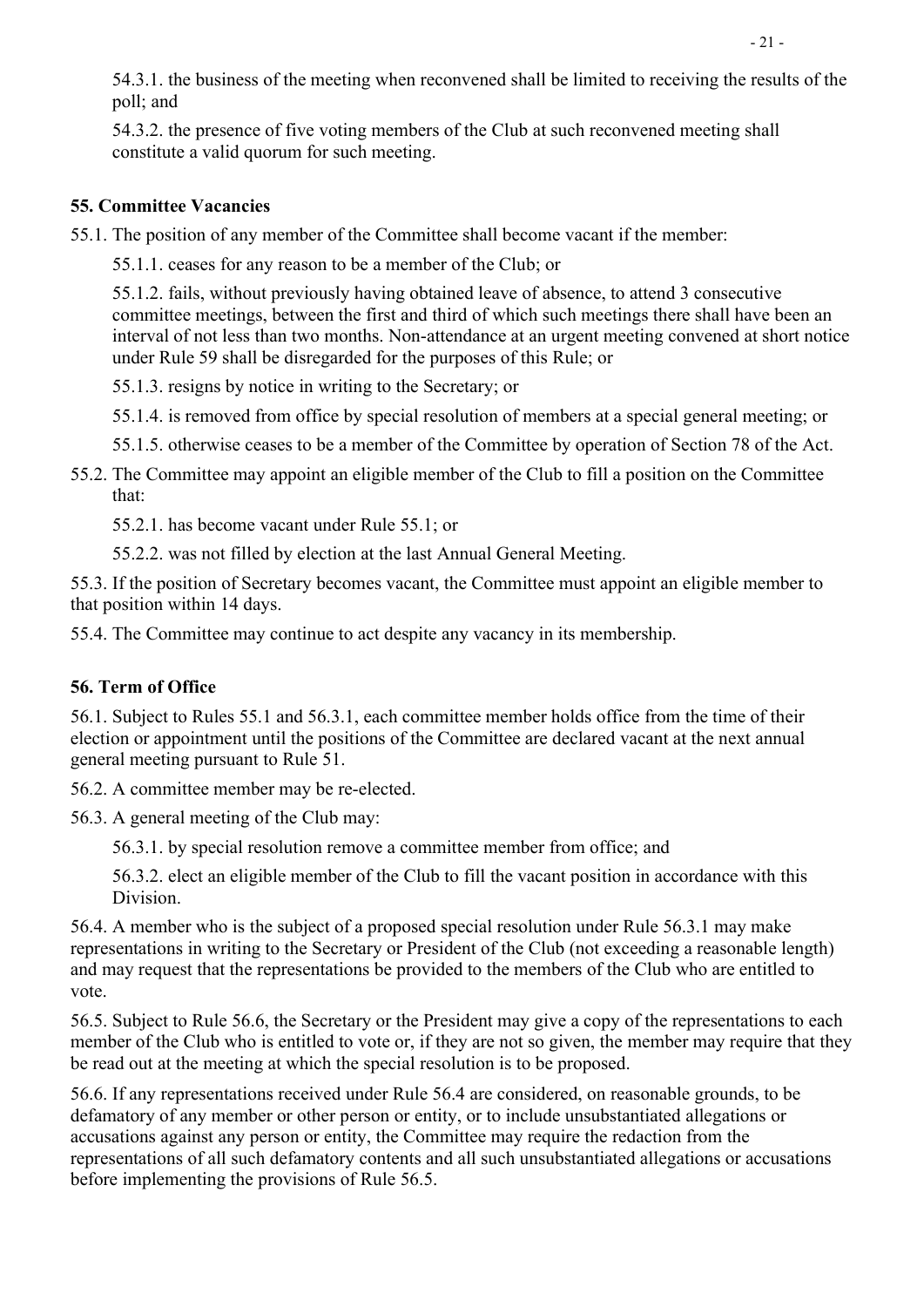54.3.1. the business of the meeting when reconvened shall be limited to receiving the results of the poll; and

54.3.2. the presence of five voting members of the Club at such reconvened meeting shall constitute a valid quorum for such meeting.

### 55. Committee Vacancies

55.1. The position of any member of the Committee shall become vacant if the member:

55.1.1. ceases for any reason to be a member of the Club; or

55.1.2. fails, without previously having obtained leave of absence, to attend 3 consecutive committee meetings, between the first and third of which such meetings there shall have been an interval of not less than two months. Non-attendance at an urgent meeting convened at short notice under Rule 59 shall be disregarded for the purposes of this Rule; or

55.1.3. resigns by notice in writing to the Secretary; or

55.1.4. is removed from office by special resolution of members at a special general meeting; or

55.1.5. otherwise ceases to be a member of the Committee by operation of Section 78 of the Act.

55.2. The Committee may appoint an eligible member of the Club to fill a position on the Committee that:

55.2.1. has become vacant under Rule 55.1; or

55.2.2. was not filled by election at the last Annual General Meeting.

55.3. If the position of Secretary becomes vacant, the Committee must appoint an eligible member to that position within 14 days.

55.4. The Committee may continue to act despite any vacancy in its membership.

### 56. Term of Office

56.1. Subject to Rules 55.1 and 56.3.1, each committee member holds office from the time of their election or appointment until the positions of the Committee are declared vacant at the next annual general meeting pursuant to Rule 51.

56.2. A committee member may be re-elected.

56.3. A general meeting of the Club may:

56.3.1. by special resolution remove a committee member from office; and

56.3.2. elect an eligible member of the Club to fill the vacant position in accordance with this Division.

56.4. A member who is the subject of a proposed special resolution under Rule 56.3.1 may make representations in writing to the Secretary or President of the Club (not exceeding a reasonable length) and may request that the representations be provided to the members of the Club who are entitled to vote.

56.5. Subject to Rule 56.6, the Secretary or the President may give a copy of the representations to each member of the Club who is entitled to vote or, if they are not so given, the member may require that they be read out at the meeting at which the special resolution is to be proposed.

56.6. If any representations received under Rule 56.4 are considered, on reasonable grounds, to be defamatory of any member or other person or entity, or to include unsubstantiated allegations or accusations against any person or entity, the Committee may require the redaction from the representations of all such defamatory contents and all such unsubstantiated allegations or accusations before implementing the provisions of Rule 56.5.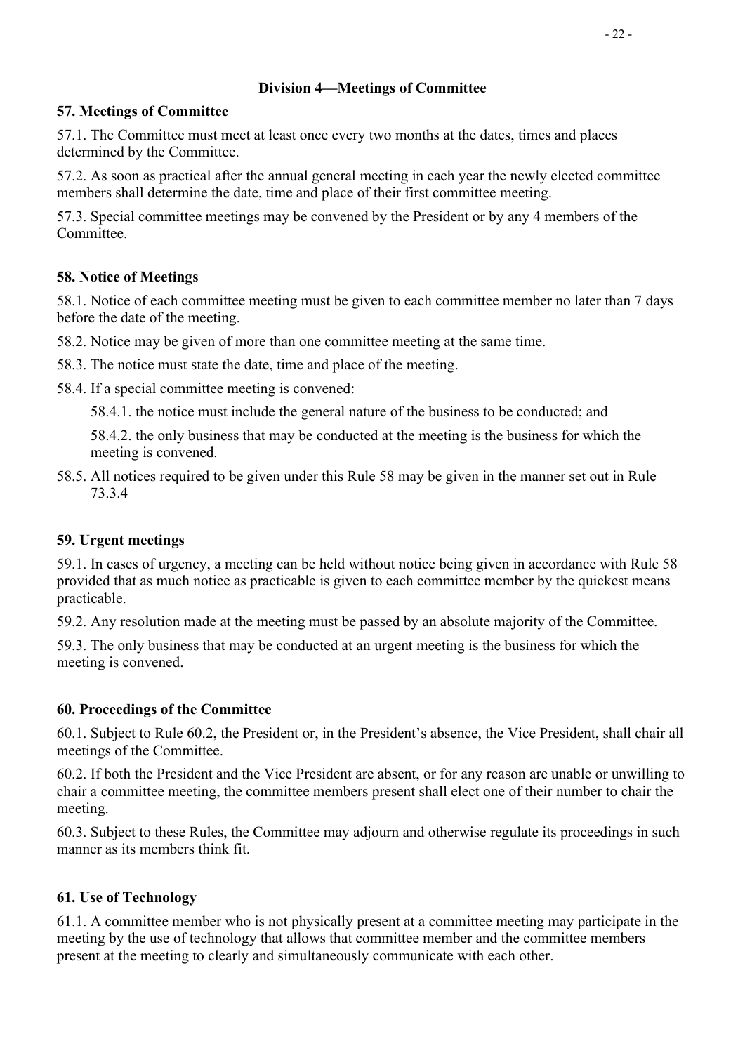## Division 4—Meetings of Committee

### 57. Meetings of Committee

57.1. The Committee must meet at least once every two months at the dates, times and places determined by the Committee.

57.2. As soon as practical after the annual general meeting in each year the newly elected committee members shall determine the date, time and place of their first committee meeting.

57.3. Special committee meetings may be convened by the President or by any 4 members of the Committee.

### 58. Notice of Meetings

58.1. Notice of each committee meeting must be given to each committee member no later than 7 days before the date of the meeting.

58.2. Notice may be given of more than one committee meeting at the same time.

58.3. The notice must state the date, time and place of the meeting.

58.4. If a special committee meeting is convened:

58.4.1. the notice must include the general nature of the business to be conducted; and

58.4.2. the only business that may be conducted at the meeting is the business for which the meeting is convened.

58.5. All notices required to be given under this Rule 58 may be given in the manner set out in Rule 73.3.4

### 59. Urgent meetings

59.1. In cases of urgency, a meeting can be held without notice being given in accordance with Rule 58 provided that as much notice as practicable is given to each committee member by the quickest means practicable.

59.2. Any resolution made at the meeting must be passed by an absolute majority of the Committee.

59.3. The only business that may be conducted at an urgent meeting is the business for which the meeting is convened.

### 60. Proceedings of the Committee

60.1. Subject to Rule 60.2, the President or, in the President's absence, the Vice President, shall chair all meetings of the Committee.

60.2. If both the President and the Vice President are absent, or for any reason are unable or unwilling to chair a committee meeting, the committee members present shall elect one of their number to chair the meeting.

60.3. Subject to these Rules, the Committee may adjourn and otherwise regulate its proceedings in such manner as its members think fit.

### 61. Use of Technology

61.1. A committee member who is not physically present at a committee meeting may participate in the meeting by the use of technology that allows that committee member and the committee members present at the meeting to clearly and simultaneously communicate with each other.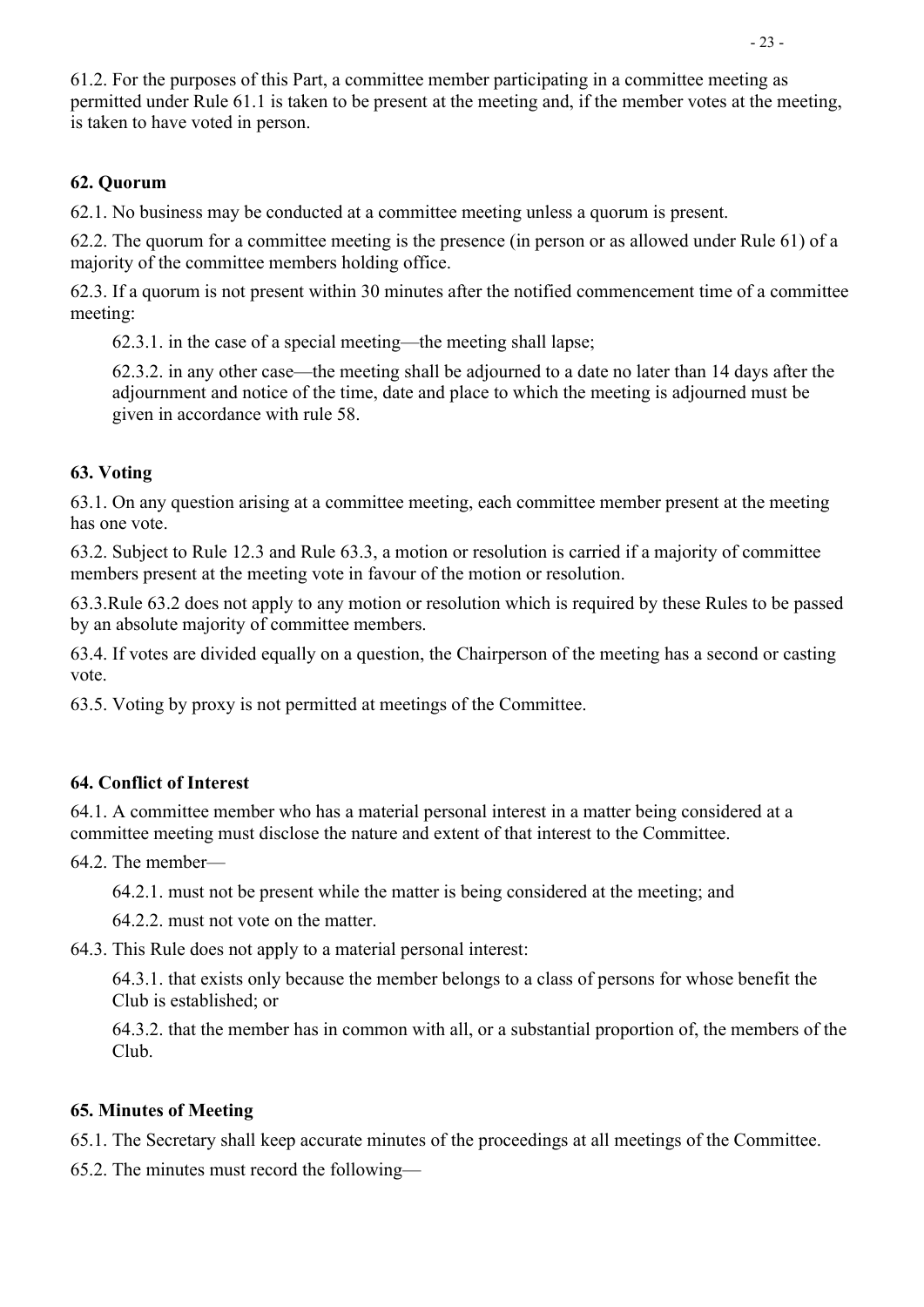61.2. For the purposes of this Part, a committee member participating in a committee meeting as permitted under Rule 61.1 is taken to be present at the meeting and, if the member votes at the meeting, is taken to have voted in person.

### 62. Quorum

62.1. No business may be conducted at a committee meeting unless a quorum is present.

62.2. The quorum for a committee meeting is the presence (in person or as allowed under Rule 61) of a majority of the committee members holding office.

62.3. If a quorum is not present within 30 minutes after the notified commencement time of a committee meeting:

62.3.1. in the case of a special meeting—the meeting shall lapse;

62.3.2. in any other case—the meeting shall be adjourned to a date no later than 14 days after the adjournment and notice of the time, date and place to which the meeting is adjourned must be given in accordance with rule 58.

### 63. Voting

63.1. On any question arising at a committee meeting, each committee member present at the meeting has one vote.

63.2. Subject to Rule 12.3 and Rule 63.3, a motion or resolution is carried if a majority of committee members present at the meeting vote in favour of the motion or resolution.

63.3.Rule 63.2 does not apply to any motion or resolution which is required by these Rules to be passed by an absolute majority of committee members.

63.4. If votes are divided equally on a question, the Chairperson of the meeting has a second or casting vote.

63.5. Voting by proxy is not permitted at meetings of the Committee.

### 64. Conflict of Interest

64.1. A committee member who has a material personal interest in a matter being considered at a committee meeting must disclose the nature and extent of that interest to the Committee.

64.2. The member—

64.2.1. must not be present while the matter is being considered at the meeting; and

64.2.2. must not vote on the matter.

64.3. This Rule does not apply to a material personal interest:

64.3.1. that exists only because the member belongs to a class of persons for whose benefit the Club is established; or

64.3.2. that the member has in common with all, or a substantial proportion of, the members of the Club.

### 65. Minutes of Meeting

65.1. The Secretary shall keep accurate minutes of the proceedings at all meetings of the Committee.

65.2. The minutes must record the following—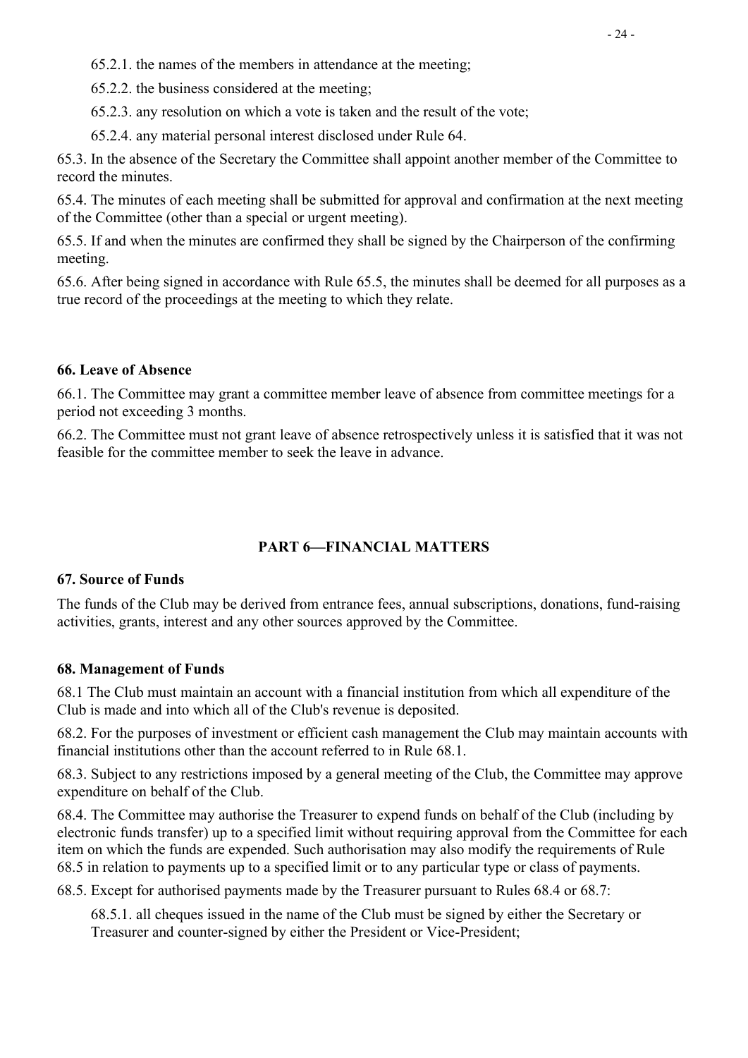65.2.1. the names of the members in attendance at the meeting;

65.2.2. the business considered at the meeting;

65.2.3. any resolution on which a vote is taken and the result of the vote;

65.2.4. any material personal interest disclosed under Rule 64.

65.3. In the absence of the Secretary the Committee shall appoint another member of the Committee to record the minutes.

65.4. The minutes of each meeting shall be submitted for approval and confirmation at the next meeting of the Committee (other than a special or urgent meeting).

65.5. If and when the minutes are confirmed they shall be signed by the Chairperson of the confirming meeting.

65.6. After being signed in accordance with Rule 65.5, the minutes shall be deemed for all purposes as a true record of the proceedings at the meeting to which they relate.

### 66. Leave of Absence

66.1. The Committee may grant a committee member leave of absence from committee meetings for a period not exceeding 3 months.

66.2. The Committee must not grant leave of absence retrospectively unless it is satisfied that it was not feasible for the committee member to seek the leave in advance.

## PART 6—FINANCIAL MATTERS

### 67. Source of Funds

The funds of the Club may be derived from entrance fees, annual subscriptions, donations, fund-raising activities, grants, interest and any other sources approved by the Committee.

### 68. Management of Funds

68.1 The Club must maintain an account with a financial institution from which all expenditure of the Club is made and into which all of the Club's revenue is deposited.

68.2. For the purposes of investment or efficient cash management the Club may maintain accounts with financial institutions other than the account referred to in Rule 68.1.

68.3. Subject to any restrictions imposed by a general meeting of the Club, the Committee may approve expenditure on behalf of the Club.

68.4. The Committee may authorise the Treasurer to expend funds on behalf of the Club (including by electronic funds transfer) up to a specified limit without requiring approval from the Committee for each item on which the funds are expended. Such authorisation may also modify the requirements of Rule 68.5 in relation to payments up to a specified limit or to any particular type or class of payments.

68.5. Except for authorised payments made by the Treasurer pursuant to Rules 68.4 or 68.7:

68.5.1. all cheques issued in the name of the Club must be signed by either the Secretary or Treasurer and counter-signed by either the President or Vice-President;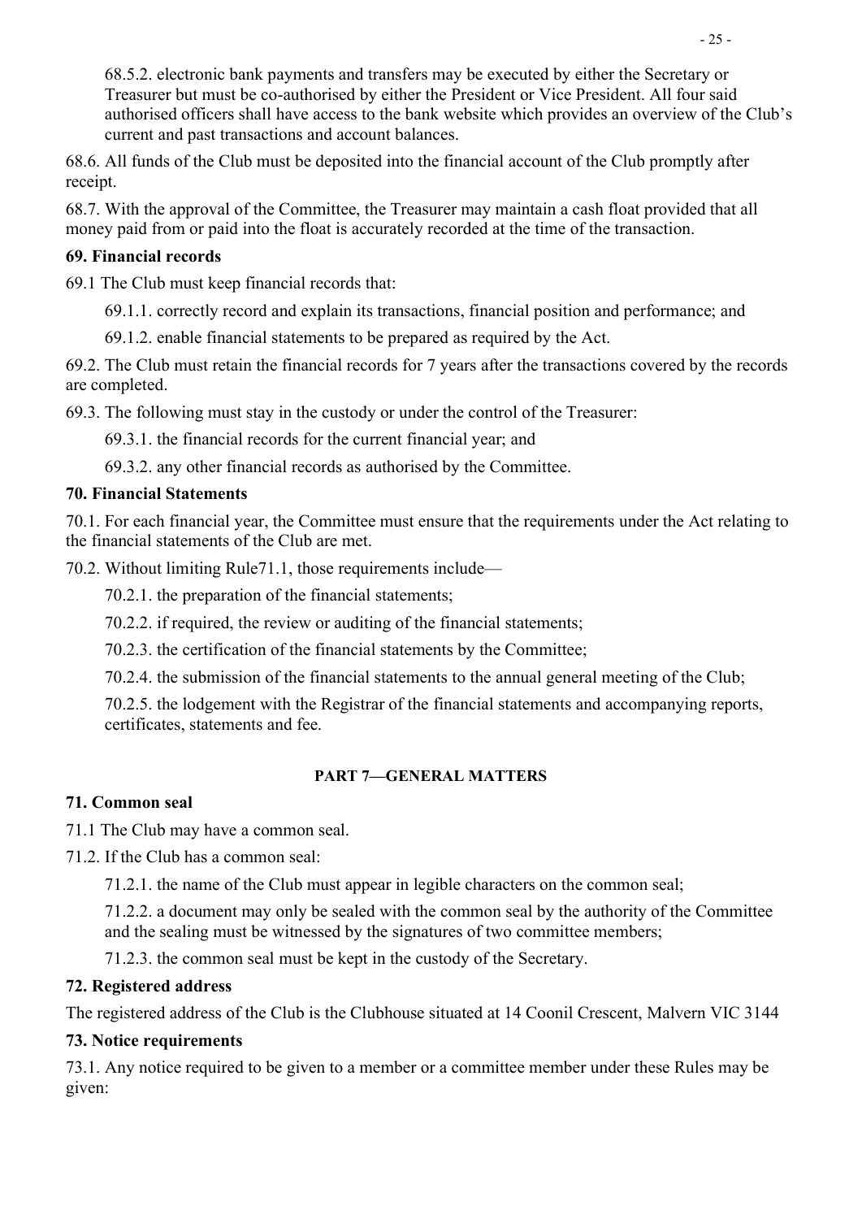68.5.2. electronic bank payments and transfers may be executed by either the Secretary or Treasurer but must be co-authorised by either the President or Vice President. All four said authorised officers shall have access to the bank website which provides an overview of the Club's current and past transactions and account balances.

68.6. All funds of the Club must be deposited into the financial account of the Club promptly after receipt.

68.7. With the approval of the Committee, the Treasurer may maintain a cash float provided that all money paid from or paid into the float is accurately recorded at the time of the transaction.

### 69. Financial records

69.1 The Club must keep financial records that:

69.1.1. correctly record and explain its transactions, financial position and performance; and

69.1.2. enable financial statements to be prepared as required by the Act.

69.2. The Club must retain the financial records for 7 years after the transactions covered by the records are completed.

69.3. The following must stay in the custody or under the control of the Treasurer:

69.3.1. the financial records for the current financial year; and

69.3.2. any other financial records as authorised by the Committee.

### 70. Financial Statements

70.1. For each financial year, the Committee must ensure that the requirements under the Act relating to the financial statements of the Club are met.

70.2. Without limiting Rule71.1, those requirements include—

70.2.1. the preparation of the financial statements;

70.2.2. if required, the review or auditing of the financial statements;

70.2.3. the certification of the financial statements by the Committee;

70.2.4. the submission of the financial statements to the annual general meeting of the Club;

70.2.5. the lodgement with the Registrar of the financial statements and accompanying reports, certificates, statements and fee.

## PART 7—GENERAL MATTERS

### 71. Common seal

71.1 The Club may have a common seal.

71.2. If the Club has a common seal:

71.2.1. the name of the Club must appear in legible characters on the common seal;

71.2.2. a document may only be sealed with the common seal by the authority of the Committee and the sealing must be witnessed by the signatures of two committee members;

71.2.3. the common seal must be kept in the custody of the Secretary.

### 72. Registered address

The registered address of the Club is the Clubhouse situated at 14 Coonil Crescent, Malvern VIC 3144

### 73. Notice requirements

73.1. Any notice required to be given to a member or a committee member under these Rules may be given: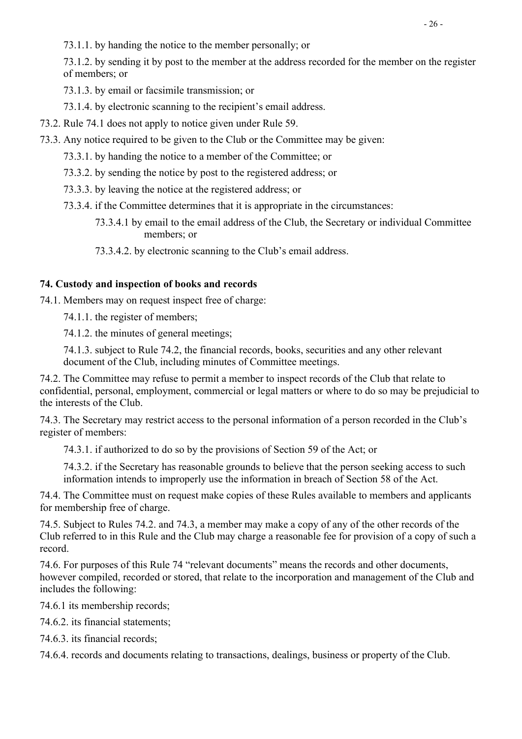73.1.1. by handing the notice to the member personally; or

73.1.2. by sending it by post to the member at the address recorded for the member on the register of members; or

73.1.3. by email or facsimile transmission; or

73.1.4. by electronic scanning to the recipient's email address.

73.2. Rule 74.1 does not apply to notice given under Rule 59.

73.3. Any notice required to be given to the Club or the Committee may be given:

73.3.1. by handing the notice to a member of the Committee; or

73.3.2. by sending the notice by post to the registered address; or

73.3.3. by leaving the notice at the registered address; or

73.3.4. if the Committee determines that it is appropriate in the circumstances:

73.3.4.1 by email to the email address of the Club, the Secretary or individual Committee members; or

73.3.4.2. by electronic scanning to the Club's email address.

## 74. Custody and inspection of books and records

74.1. Members may on request inspect free of charge:

74.1.1. the register of members;

74.1.2. the minutes of general meetings;

74.1.3. subject to Rule 74.2, the financial records, books, securities and any other relevant document of the Club, including minutes of Committee meetings.

74.2. The Committee may refuse to permit a member to inspect records of the Club that relate to confidential, personal, employment, commercial or legal matters or where to do so may be prejudicial to the interests of the Club.

74.3. The Secretary may restrict access to the personal information of a person recorded in the Club's register of members:

74.3.1. if authorized to do so by the provisions of Section 59 of the Act; or

74.3.2. if the Secretary has reasonable grounds to believe that the person seeking access to such information intends to improperly use the information in breach of Section 58 of the Act.

74.4. The Committee must on request make copies of these Rules available to members and applicants for membership free of charge.

74.5. Subject to Rules 74.2. and 74.3, a member may make a copy of any of the other records of the Club referred to in this Rule and the Club may charge a reasonable fee for provision of a copy of such a record.

74.6. For purposes of this Rule 74 "relevant documents" means the records and other documents, however compiled, recorded or stored, that relate to the incorporation and management of the Club and includes the following:

74.6.1 its membership records;

74.6.2. its financial statements;

74.6.3. its financial records;

74.6.4. records and documents relating to transactions, dealings, business or property of the Club.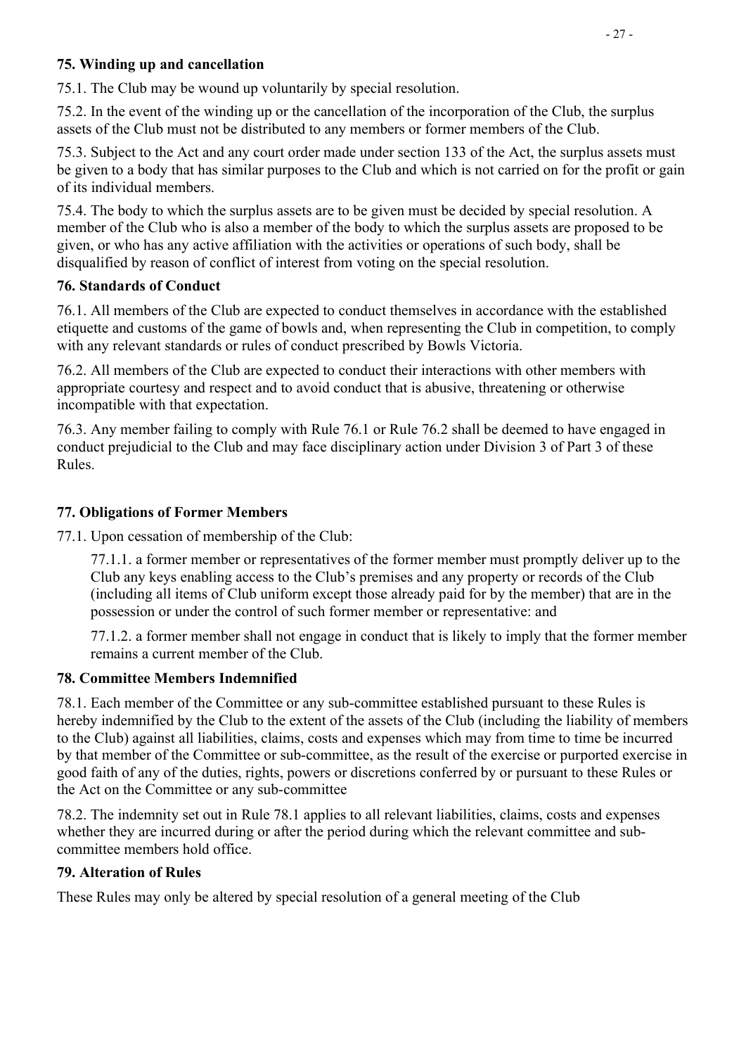### 75. Winding up and cancellation

75.1. The Club may be wound up voluntarily by special resolution.

75.2. In the event of the winding up or the cancellation of the incorporation of the Club, the surplus assets of the Club must not be distributed to any members or former members of the Club.

75.3. Subject to the Act and any court order made under section 133 of the Act, the surplus assets must be given to a body that has similar purposes to the Club and which is not carried on for the profit or gain of its individual members.

75.4. The body to which the surplus assets are to be given must be decided by special resolution. A member of the Club who is also a member of the body to which the surplus assets are proposed to be given, or who has any active affiliation with the activities or operations of such body, shall be disqualified by reason of conflict of interest from voting on the special resolution.

### 76. Standards of Conduct

76.1. All members of the Club are expected to conduct themselves in accordance with the established etiquette and customs of the game of bowls and, when representing the Club in competition, to comply with any relevant standards or rules of conduct prescribed by Bowls Victoria.

76.2. All members of the Club are expected to conduct their interactions with other members with appropriate courtesy and respect and to avoid conduct that is abusive, threatening or otherwise incompatible with that expectation.

76.3. Any member failing to comply with Rule 76.1 or Rule 76.2 shall be deemed to have engaged in conduct prejudicial to the Club and may face disciplinary action under Division 3 of Part 3 of these Rules.

### 77. Obligations of Former Members

77.1. Upon cessation of membership of the Club:

77.1.1. a former member or representatives of the former member must promptly deliver up to the Club any keys enabling access to the Club's premises and any property or records of the Club (including all items of Club uniform except those already paid for by the member) that are in the possession or under the control of such former member or representative: and

77.1.2. a former member shall not engage in conduct that is likely to imply that the former member remains a current member of the Club.

### 78. Committee Members Indemnified

78.1. Each member of the Committee or any sub-committee established pursuant to these Rules is hereby indemnified by the Club to the extent of the assets of the Club (including the liability of members to the Club) against all liabilities, claims, costs and expenses which may from time to time be incurred by that member of the Committee or sub-committee, as the result of the exercise or purported exercise in good faith of any of the duties, rights, powers or discretions conferred by or pursuant to these Rules or the Act on the Committee or any sub-committee

78.2. The indemnity set out in Rule 78.1 applies to all relevant liabilities, claims, costs and expenses whether they are incurred during or after the period during which the relevant committee and sub-committee members hold office.

### 79. Alteration of Rules

These Rules may only be altered by special resolution of a general meeting of the Club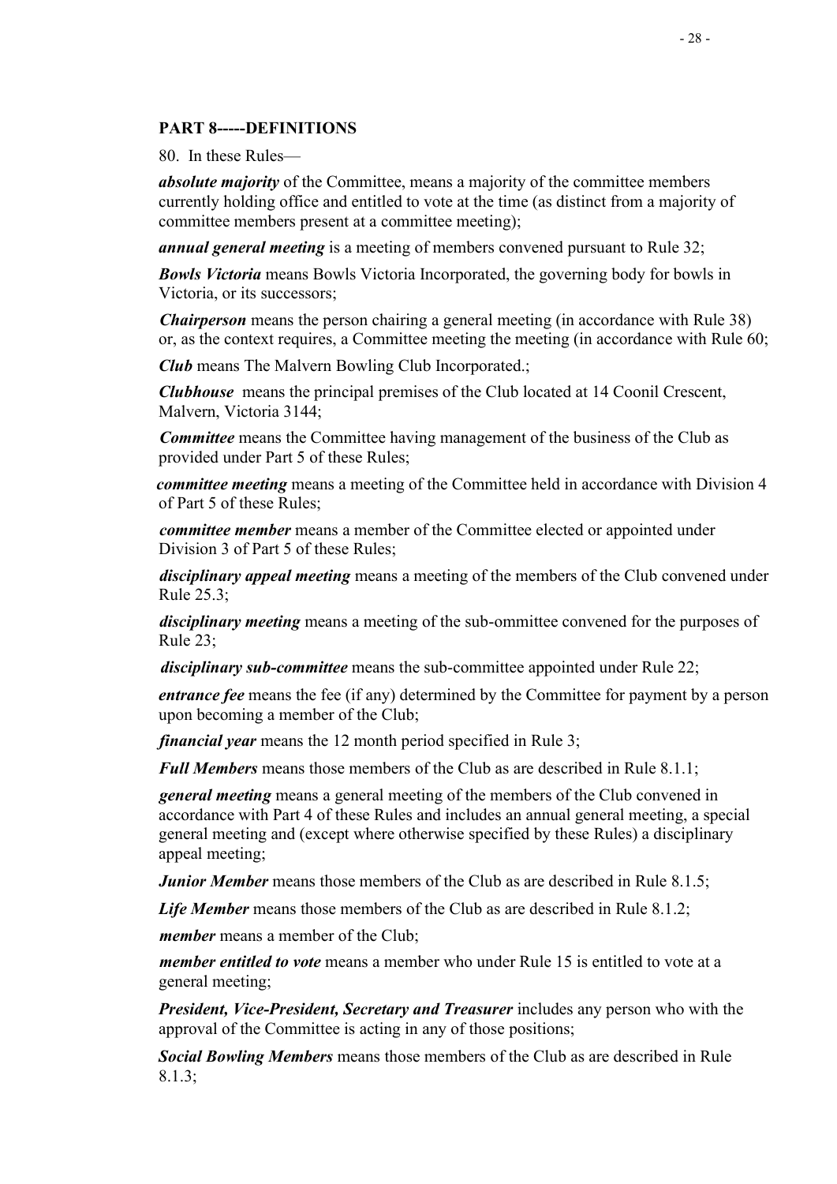## PART 8-----DEFINITIONS

80. In these Rules—

***absolute majority*** of the Committee, means a majority of the committee members currently holding office and entitled to vote at the time (as distinct from a majority of committee members present at a committee meeting);

***annual general meeting*** is a meeting of members convened pursuant to Rule 32;

***Bowls Victoria*** means Bowls Victoria Incorporated, the governing body for bowls in Victoria, or its successors;

***Chairperson*** means the person chairing a general meeting (in accordance with Rule 38) or, as the context requires, a Committee meeting the meeting (in accordance with Rule 60;

***Club*** means The Malvern Bowling Club Incorporated.;

***Clubhouse*** means the principal premises of the Club located at 14 Coonil Crescent, Malvern, Victoria 3144;

***Committee*** means the Committee having management of the business of the Club as provided under Part 5 of these Rules;

***committee meeting*** means a meeting of the Committee held in accordance with Division 4 of Part 5 of these Rules;

***committee member*** means a member of the Committee elected or appointed under Division 3 of Part 5 of these Rules;

***disciplinary appeal meeting*** means a meeting of the members of the Club convened under Rule 25.3;

***disciplinary meeting*** means a meeting of the sub-ommittee convened for the purposes of Rule 23;

***disciplinary sub-committee*** means the sub-committee appointed under Rule 22;

***entrance fee*** means the fee (if any) determined by the Committee for payment by a person upon becoming a member of the Club;

***financial year*** means the 12 month period specified in Rule 3;

***Full Members*** means those members of the Club as are described in Rule 8.1.1;

***general meeting*** means a general meeting of the members of the Club convened in accordance with Part 4 of these Rules and includes an annual general meeting, a special general meeting and (except where otherwise specified by these Rules) a disciplinary appeal meeting;

***Junior Member*** means those members of the Club as are described in Rule 8.1.5;

***Life Member*** means those members of the Club as are described in Rule 8.1.2;

***member*** means a member of the Club;

***member entitled to vote*** means a member who under Rule 15 is entitled to vote at a general meeting;

***President, Vice-President, Secretary and Treasurer*** includes any person who with the approval of the Committee is acting in any of those positions;

***Social Bowling Members*** means those members of the Club as are described in Rule 8.1.3;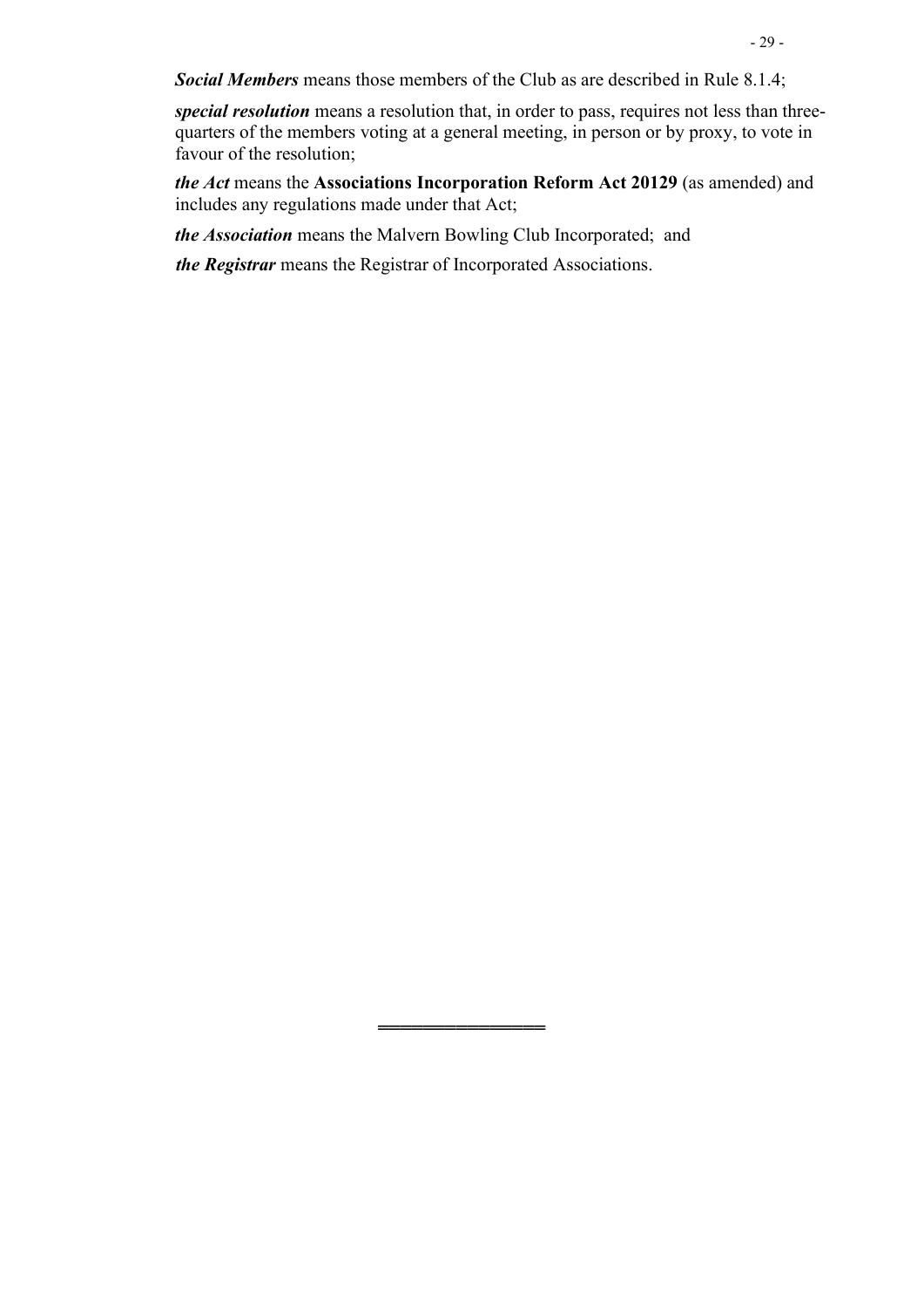***Social Members*** means those members of the Club as are described in Rule 8.1.4;

***special resolution*** means a resolution that, in order to pass, requires not less than three-quarters of the members voting at a general meeting, in person or by proxy, to vote in favour of the resolution;

***the Act*** means the **Associations Incorporation Reform Act 20129** (as amended) and includes any regulations made under that Act;

***the Association*** means the Malvern Bowling Club Incorporated; and

***the Registrar*** means the Registrar of Incorporated Associations.

---